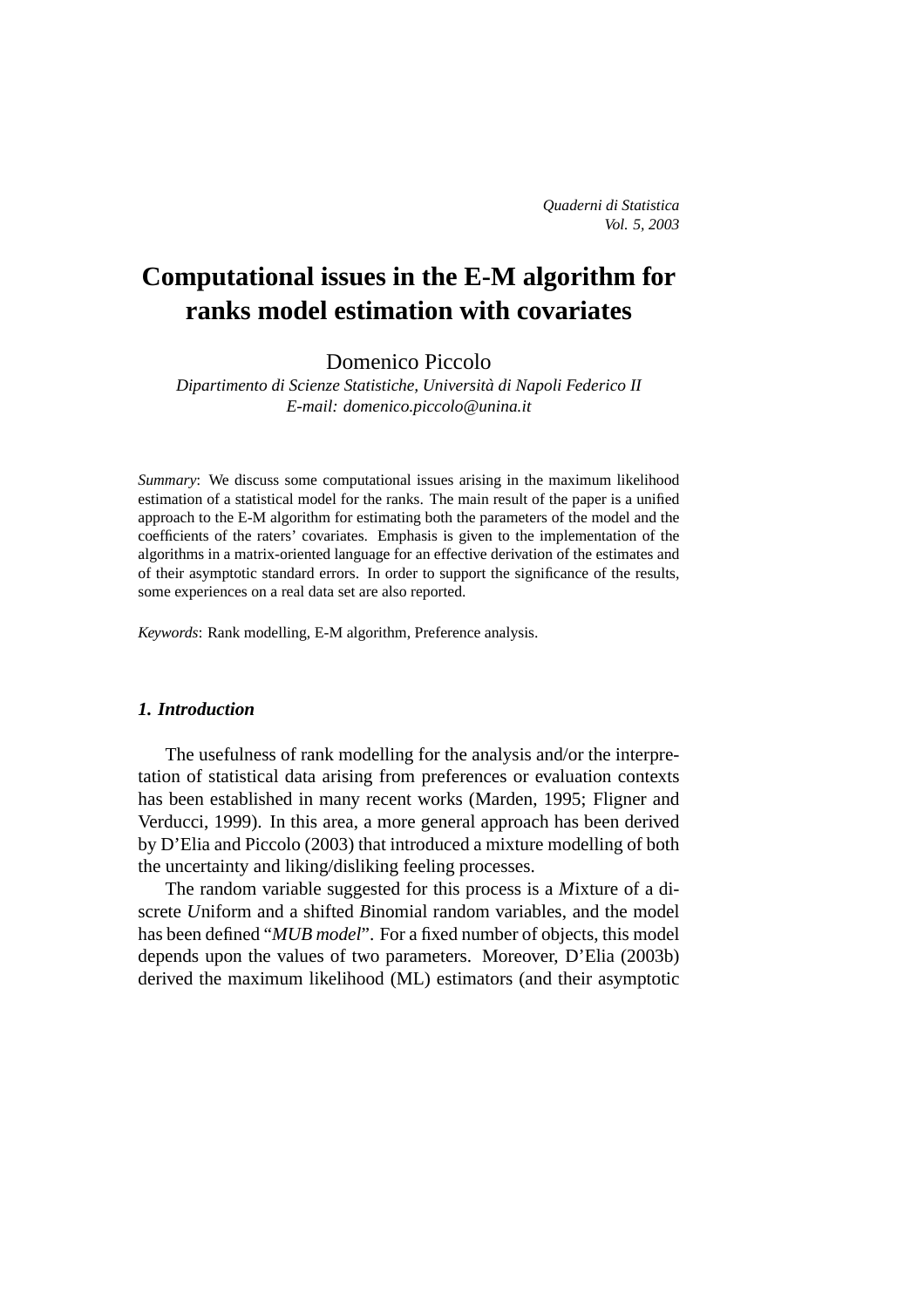*Quaderni di Statistica*
*Vol. 5, 2003*

# Computational issues in the E-M algorithm for ranks model estimation with covariates

Domenico Piccolo

*Dipartimento di Scienze Statistiche, Università di Napoli Federico II*
*E-mail: domenico.piccolo@unina.it*

*Summary*: We discuss some computational issues arising in the maximum likelihood estimation of a statistical model for the ranks. The main result of the paper is a unified approach to the E-M algorithm for estimating both the parameters of the model and the coefficients of the raters' covariates. Emphasis is given to the implementation of the algorithms in a matrix-oriented language for an effective derivation of the estimates and of their asymptotic standard errors. In order to support the significance of the results, some experiences on a real data set are also reported.

*Keywords*: Rank modelling, E-M algorithm, Preference analysis.

## *1. Introduction*

The usefulness of rank modelling for the analysis and/or the interpretation of statistical data arising from preferences or evaluation contexts has been established in many recent works (Marden, 1995; Fligner and Verducci, 1999). In this area, a more general approach has been derived by D'Elia and Piccolo (2003) that introduced a mixture modelling of both the uncertainty and liking/disliking feeling processes.

The random variable suggested for this process is a *M*ixture of a discrete *U*niform and a shifted *B*inomial random variables, and the model has been defined "*MUB model*". For a fixed number of objects, this model depends upon the values of two parameters. Moreover, D'Elia (2003b) derived the maximum likelihood (ML) estimators (and their asymptotic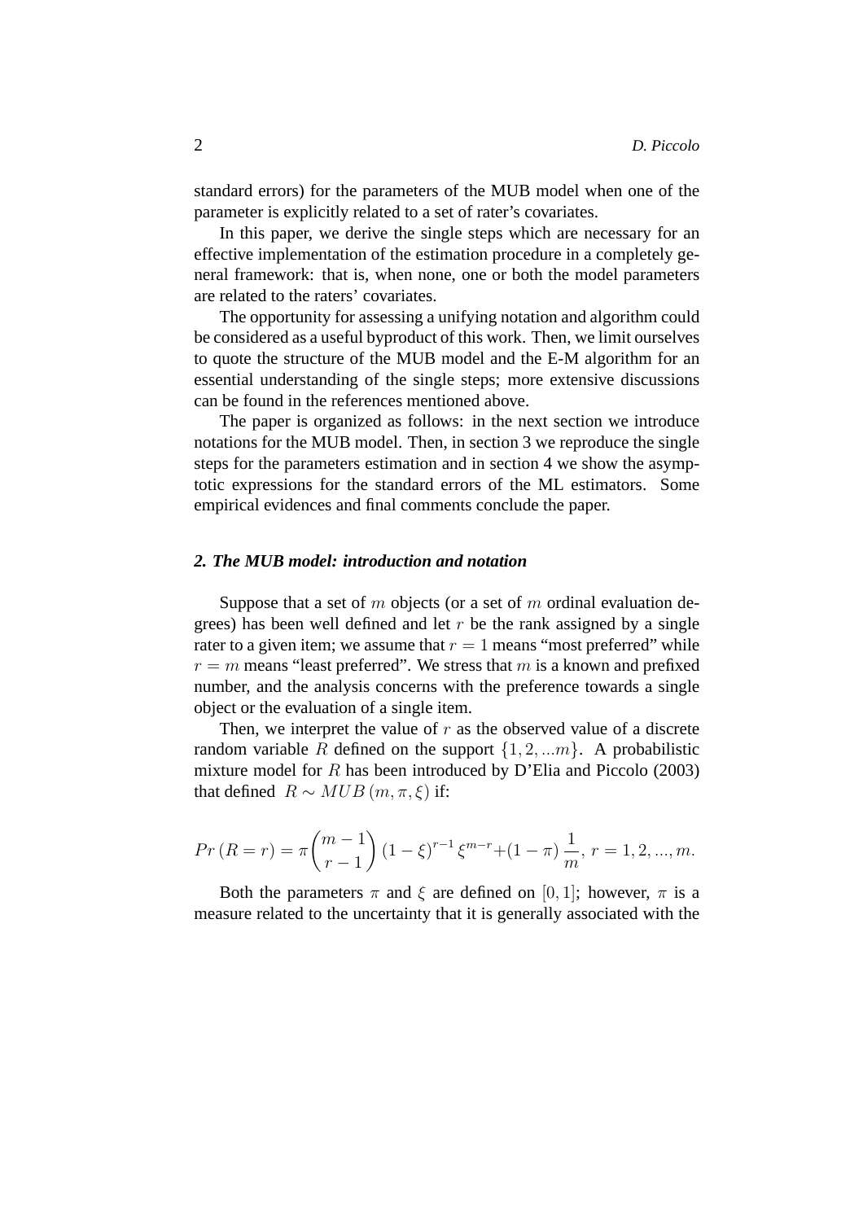standard errors) for the parameters of the MUB model when one of the parameter is explicitly related to a set of rater's covariates.

In this paper, we derive the single steps which are necessary for an effective implementation of the estimation procedure in a completely general framework: that is, when none, one or both the model parameters are related to the raters' covariates.

The opportunity for assessing a unifying notation and algorithm could be considered as a useful byproduct of this work. Then, we limit ourselves to quote the structure of the MUB model and the E-M algorithm for an essential understanding of the single steps; more extensive discussions can be found in the references mentioned above.

The paper is organized as follows: in the next section we introduce notations for the MUB model. Then, in section 3 we reproduce the single steps for the parameters estimation and in section 4 we show the asymptotic expressions for the standard errors of the ML estimators. Some empirical evidences and final comments conclude the paper.

## *2. The MUB model: introduction and notation*

Suppose that a set of $m$ objects (or a set of $m$ ordinal evaluation degrees) has been well defined and let $r$ be the rank assigned by a single rater to a given item; we assume that $r = 1$ means "most preferred" while $r = m$ means "least preferred". We stress that $m$ is a known and prefixed number, and the analysis concerns with the preference towards a single object or the evaluation of a single item.

Then, we interpret the value of $r$ as the observed value of a discrete random variable $R$ defined on the support $\{1, 2, ...m\}$. A probabilistic mixture model for $R$ has been introduced by D'Elia and Piccolo (2003) that defined $R \sim MUB\,(m, \pi, \xi)$ if:

$$Pr\,(R = r) = \pi \binom{m-1}{r-1} (1-\xi)^{r-1}\, \xi^{m-r} + (1-\pi)\,\frac{1}{m},\; r = 1, 2, ..., m.$$

Both the parameters $\pi$ and $\xi$ are defined on $[0, 1]$; however, $\pi$ is a measure related to the uncertainty that it is generally associated with the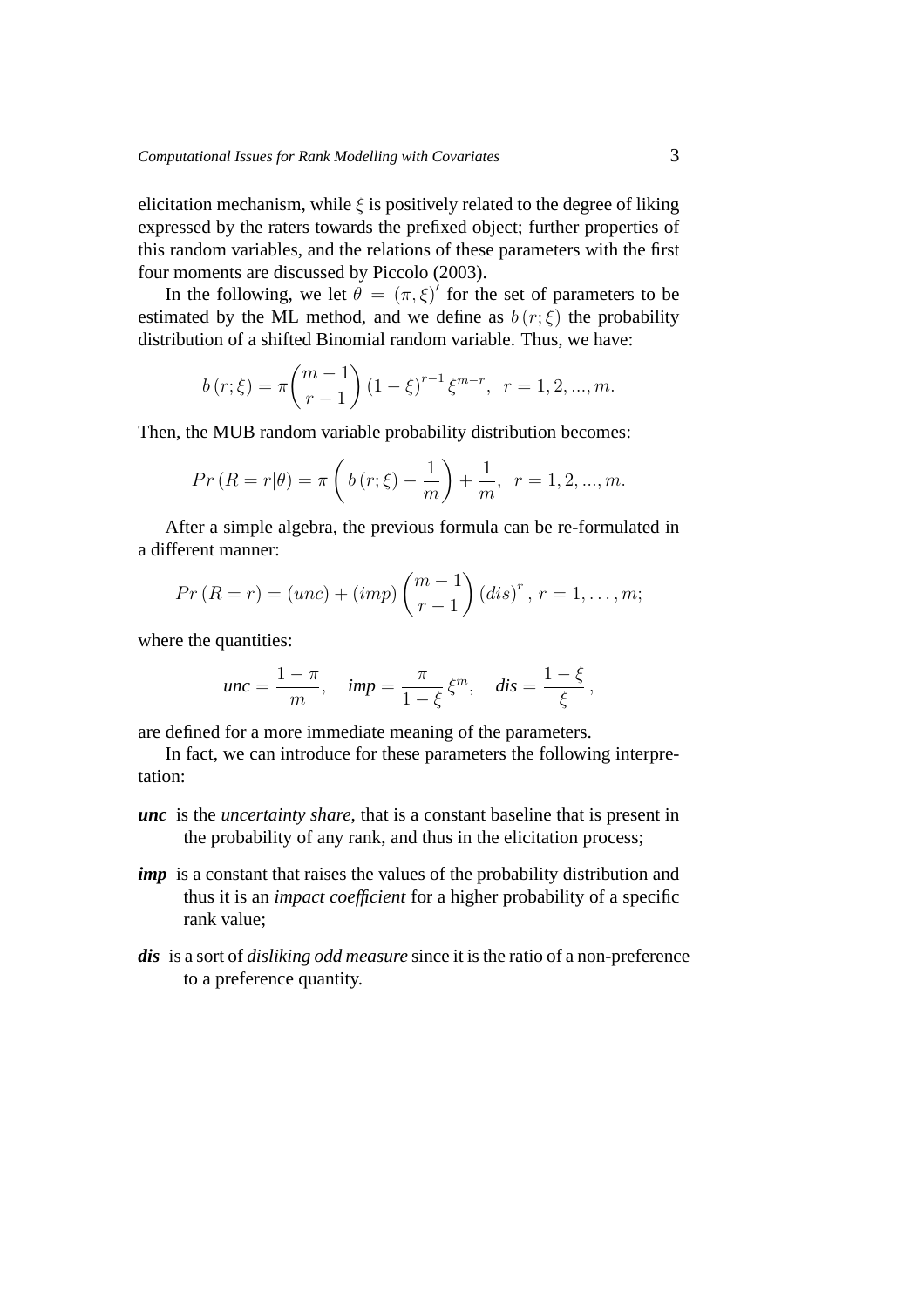elicitation mechanism, while $\xi$ is positively related to the degree of liking expressed by the raters towards the prefixed object; further properties of this random variables, and the relations of these parameters with the first four moments are discussed by Piccolo (2003).

In the following, we let $\theta = (\pi, \xi)'$ for the set of parameters to be estimated by the ML method, and we define as $b(r;\xi)$ the probability distribution of a shifted Binomial random variable. Thus, we have:

$$b(r;\xi) = \pi \binom{m-1}{r-1} (1-\xi)^{r-1} \xi^{m-r}, \quad r = 1, 2, ..., m.$$

Then, the MUB random variable probability distribution becomes:

$$Pr(R = r|\theta) = \pi \left( b(r;\xi) - \frac{1}{m} \right) + \frac{1}{m}, \quad r = 1, 2, ..., m.$$

After a simple algebra, the previous formula can be re-formulated in a different manner:

$$Pr(R = r) = (unc) + (imp) \binom{m-1}{r-1} (dis)^r, \; r = 1, \ldots, m;$$

where the quantities:

$$\textit{unc} = \frac{1-\pi}{m}, \quad \textit{imp} = \frac{\pi}{1-\xi} \xi^m, \quad \textit{dis} = \frac{1-\xi}{\xi},$$

are defined for a more immediate meaning of the parameters.

In fact, we can introduce for these parameters the following interpretation:

***unc*** is the *uncertainty share*, that is a constant baseline that is present in the probability of any rank, and thus in the elicitation process;

***imp*** is a constant that raises the values of the probability distribution and thus it is an *impact coefficient* for a higher probability of a specific rank value;

***dis*** is a sort of *disliking odd measure* since it is the ratio of a non-preference to a preference quantity.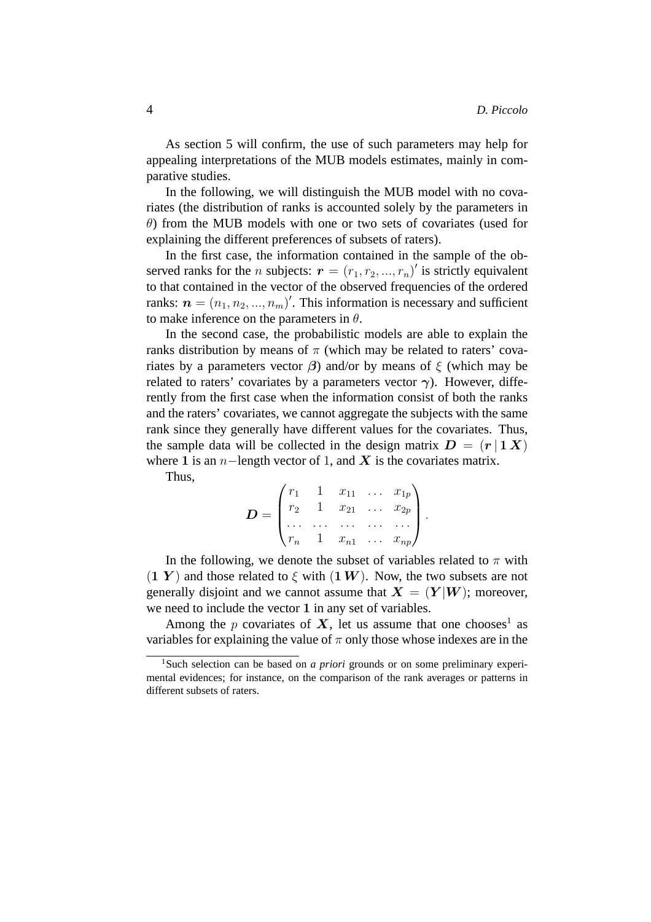As section 5 will confirm, the use of such parameters may help for appealing interpretations of the MUB models estimates, mainly in comparative studies.

In the following, we will distinguish the MUB model with no covariates (the distribution of ranks is accounted solely by the parameters in $\theta$) from the MUB models with one or two sets of covariates (used for explaining the different preferences of subsets of raters).

In the first case, the information contained in the sample of the observed ranks for the $n$ subjects: $\boldsymbol{r} = (r_1, r_2, ..., r_n)'$ is strictly equivalent to that contained in the vector of the observed frequencies of the ordered ranks: $\boldsymbol{n} = (n_1, n_2, ..., n_m)'$. This information is necessary and sufficient to make inference on the parameters in $\theta$.

In the second case, the probabilistic models are able to explain the ranks distribution by means of $\pi$ (which may be related to raters' covariates by a parameters vector $\boldsymbol{\beta}$) and/or by means of $\xi$ (which may be related to raters' covariates by a parameters vector $\boldsymbol{\gamma}$). However, differently from the first case when the information consist of both the ranks and the raters' covariates, we cannot aggregate the subjects with the same rank since they generally have different values for the covariates. Thus, the sample data will be collected in the design matrix $\boldsymbol{D} = (\boldsymbol{r}\,|\,\boldsymbol{1}\,\boldsymbol{X})$ where $\boldsymbol{1}$ is an $n-$length vector of 1, and $\boldsymbol{X}$ is the covariates matrix.

Thus,

$$\boldsymbol{D} = \begin{pmatrix} r_1 & 1 & x_{11} & \dots & x_{1p} \\ r_2 & 1 & x_{21} & \dots & x_{2p} \\ \dots & \dots & \dots & \dots & \dots \\ r_n & 1 & x_{n1} & \dots & x_{np} \end{pmatrix}.$$

In the following, we denote the subset of variables related to $\pi$ with $(\boldsymbol{1}\ \boldsymbol{Y})$ and those related to $\xi$ with $(\boldsymbol{1}\,\boldsymbol{W})$. Now, the two subsets are not generally disjoint and we cannot assume that $\boldsymbol{X} = (\boldsymbol{Y}|\boldsymbol{W})$; moreover, we need to include the vector $\boldsymbol{1}$ in any set of variables.

Among the $p$ covariates of $\boldsymbol{X}$, let us assume that one chooses[1] as variables for explaining the value of $\pi$ only those whose indexes are in the

[1] Such selection can be based on *a priori* grounds or on some preliminary experimental evidences; for instance, on the comparison of the rank averages or patterns in different subsets of raters.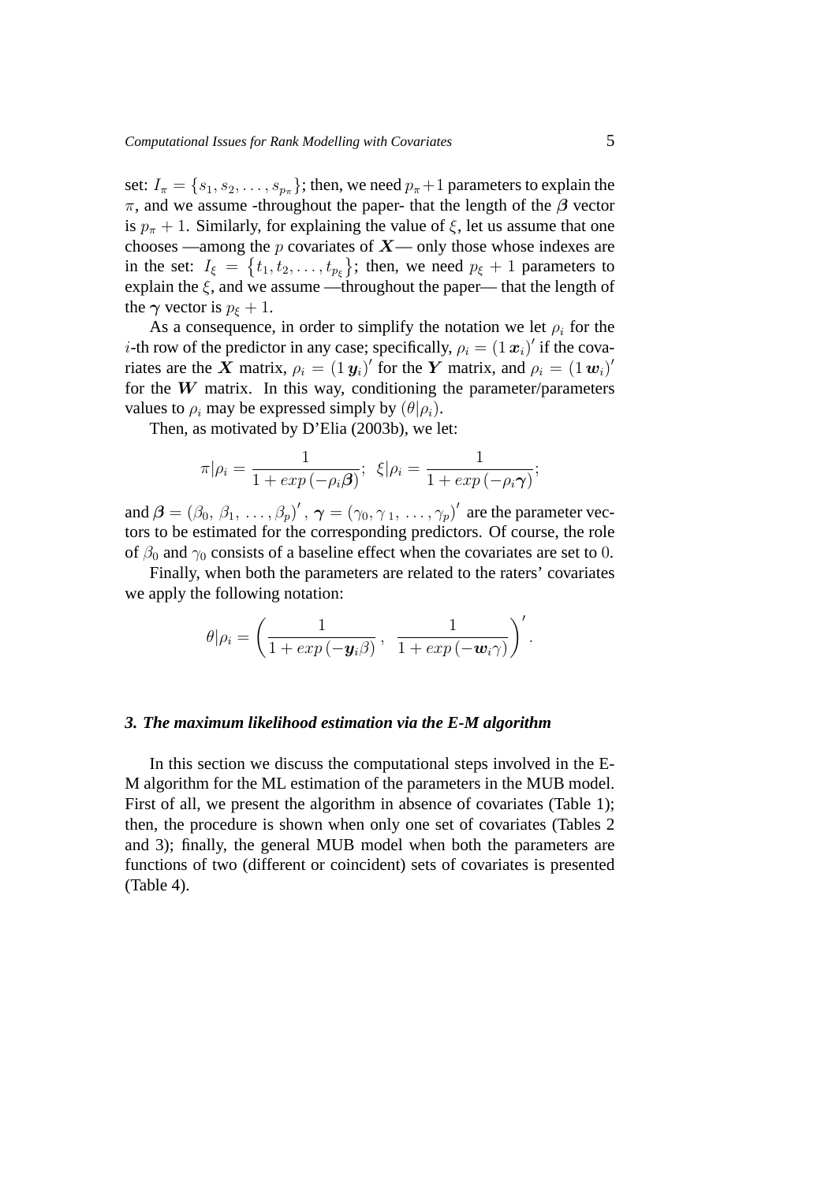set: $I_\pi = \{s_1, s_2, \ldots, s_{p_\pi}\}$; then, we need $p_\pi+1$ parameters to explain the $\pi$, and we assume -throughout the paper- that the length of the $\boldsymbol{\beta}$ vector is $p_\pi + 1$. Similarly, for explaining the value of $\xi$, let us assume that one chooses —among the $p$ covariates of $\boldsymbol{X}$— only those whose indexes are in the set: $I_\xi = \{t_1, t_2, \ldots, t_{p_\xi}\}$; then, we need $p_\xi + 1$ parameters to explain the $\xi$, and we assume —throughout the paper— that the length of the $\boldsymbol{\gamma}$ vector is $p_\xi + 1$.

As a consequence, in order to simplify the notation we let $\rho_i$ for the $i$-th row of the predictor in any case; specifically, $\rho_i = (1\,\boldsymbol{x}_i)'$ if the covariates are the $\boldsymbol{X}$ matrix, $\rho_i = (1\,\boldsymbol{y}_i)'$ for the $\boldsymbol{Y}$ matrix, and $\rho_i = (1\,\boldsymbol{w}_i)'$ for the $\boldsymbol{W}$ matrix. In this way, conditioning the parameter/parameters values to $\rho_i$ may be expressed simply by $(\theta|\rho_i)$.

Then, as motivated by D'Elia (2003b), we let:

$$\pi|\rho_i = \frac{1}{1 + exp\,(-\rho_i\boldsymbol{\beta})}; \;\; \xi|\rho_i = \frac{1}{1 + exp\,(-\rho_i\boldsymbol{\gamma})};$$

and $\boldsymbol{\beta} = (\beta_0,\, \beta_1,\, \ldots, \beta_p)'$, $\boldsymbol{\gamma} = (\gamma_0, \gamma_1,\, \ldots, \gamma_p)'$ are the parameter vectors to be estimated for the corresponding predictors. Of course, the role of $\beta_0$ and $\gamma_0$ consists of a baseline effect when the covariates are set to $0$.

Finally, when both the parameters are related to the raters' covariates we apply the following notation:

$$\theta|\rho_i = \left(\frac{1}{1 + exp\,(-\boldsymbol{y}_i\beta)}\,,\;\; \frac{1}{1 + exp\,(-\boldsymbol{w}_i\gamma)}\right)'.$$

### *3. The maximum likelihood estimation via the E-M algorithm*

In this section we discuss the computational steps involved in the E-M algorithm for the ML estimation of the parameters in the MUB model. First of all, we present the algorithm in absence of covariates (Table 1); then, the procedure is shown when only one set of covariates (Tables 2 and 3); finally, the general MUB model when both the parameters are functions of two (different or coincident) sets of covariates is presented (Table 4).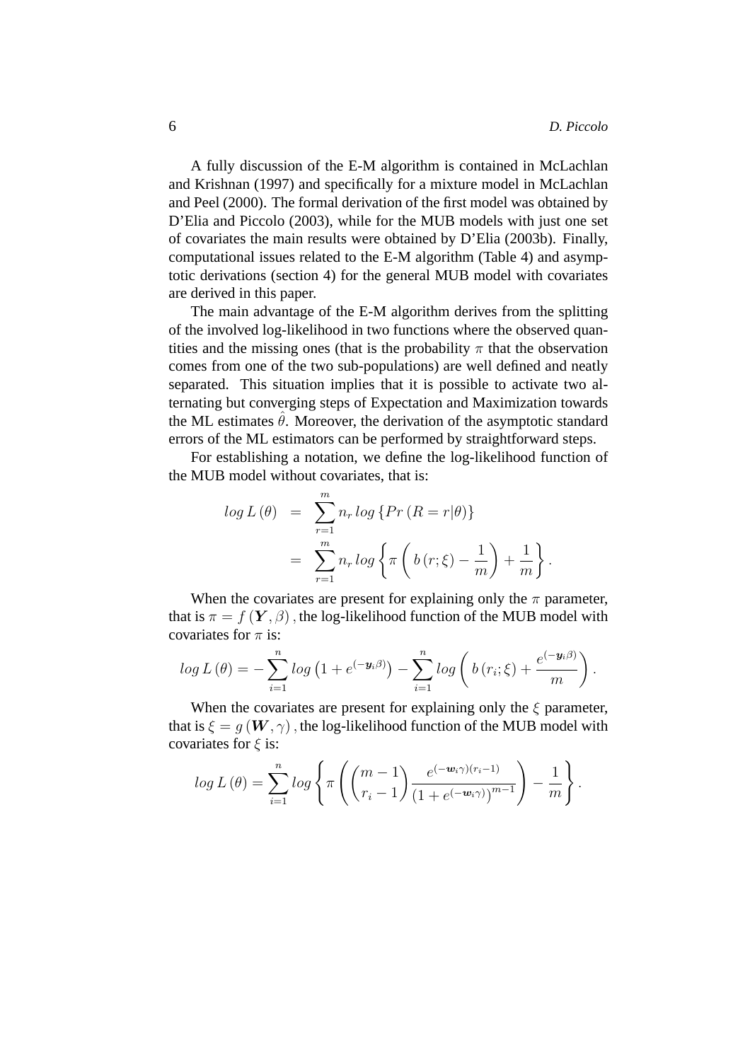A fully discussion of the E-M algorithm is contained in McLachlan and Krishnan (1997) and specifically for a mixture model in McLachlan and Peel (2000). The formal derivation of the first model was obtained by D'Elia and Piccolo (2003), while for the MUB models with just one set of covariates the main results were obtained by D'Elia (2003b). Finally, computational issues related to the E-M algorithm (Table 4) and asymptotic derivations (section 4) for the general MUB model with covariates are derived in this paper.

The main advantage of the E-M algorithm derives from the splitting of the involved log-likelihood in two functions where the observed quantities and the missing ones (that is the probability $\pi$ that the observation comes from one of the two sub-populations) are well defined and neatly separated. This situation implies that it is possible to activate two alternating but converging steps of Expectation and Maximization towards the ML estimates $\hat{\theta}$. Moreover, the derivation of the asymptotic standard errors of the ML estimators can be performed by straightforward steps.

For establishing a notation, we define the log-likelihood function of the MUB model without covariates, that is:

$$
\begin{aligned}
log\, L(\theta) &= \sum_{r=1}^{m} n_r \, log \left\{ Pr\left(R = r|\theta\right) \right\} \\
&= \sum_{r=1}^{m} n_r \, log \left\{ \pi \left( b\left(r;\xi\right) - \frac{1}{m} \right) + \frac{1}{m} \right\}.
\end{aligned}
$$

When the covariates are present for explaining only the $\pi$ parameter, that is $\pi = f\left(\boldsymbol{Y}, \beta\right)$, the log-likelihood function of the MUB model with covariates for $\pi$ is:

$$
log\, L(\theta) = -\sum_{i=1}^{n} log\left(1 + e^{(-\boldsymbol{y}_i \beta)}\right) - \sum_{i=1}^{n} log \left( b\left(r_i;\xi\right) + \frac{e^{(-\boldsymbol{y}_i \beta)}}{m} \right).
$$

When the covariates are present for explaining only the $\xi$ parameter, that is $\xi = g\left(\boldsymbol{W}, \gamma\right)$, the log-likelihood function of the MUB model with covariates for $\xi$ is:

$$
log\, L(\theta) = \sum_{i=1}^{n} log \left\{ \pi \left( \binom{m-1}{r_i - 1} \frac{e^{(-\boldsymbol{w}_i \gamma)(r_i - 1)}}{\left(1 + e^{(-\boldsymbol{w}_i \gamma)}\right)^{m-1}} \right) - \frac{1}{m} \right\}.
$$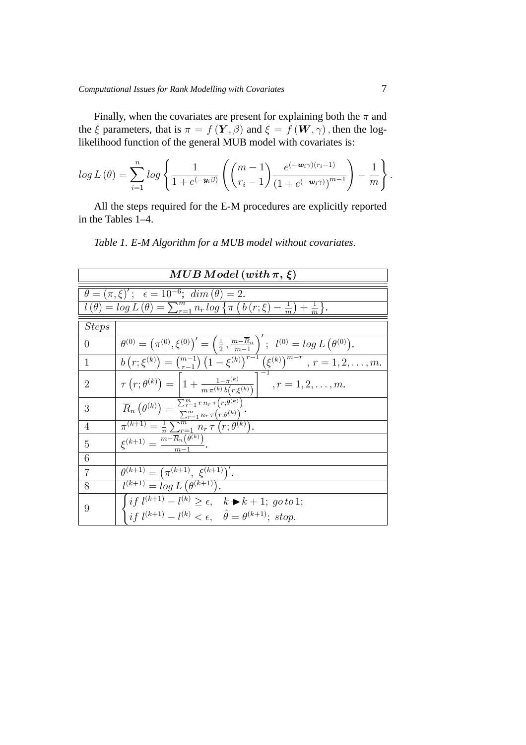Finally, when the covariates are present for explaining both the $\pi$ and the $\xi$ parameters, that is $\pi = f(\boldsymbol{Y}, \beta)$ and $\xi = f(\boldsymbol{W}, \gamma)$, then the log-likelihood function of the general MUB model with covariates is:

$$log\, L(\theta) = \sum_{i=1}^{n} log\left\{ \frac{1}{1+e^{(-\boldsymbol{y}_i\beta)}} \left( \binom{m-1}{r_i-1} \frac{e^{(-\boldsymbol{w}_i\gamma)(r_i-1)}}{(1+e^{(-\boldsymbol{w}_i\gamma)})^{m-1}} \right) - \frac{1}{m} \right\}.$$

All the steps required for the E-M procedures are explicitly reported in the Tables 1–4.

*Table 1. E-M Algorithm for a MUB model without covariates.*

| $MUB\, Model\, (with\, \pi,\, \xi)$ | |
|---|---|
| $\theta = (\pi, \xi)'; \quad \epsilon = 10^{-6};\ dim(\theta) = 2.$ | |
| $l(\theta) = log\, L(\theta) = \sum_{r=1}^{m} n_r\, log\left\{\pi\left(b(r;\xi) - \frac{1}{m}\right) + \frac{1}{m}\right\}.$ | |
| $Steps$ | |
| $0$ | $\theta^{(0)} = \left(\pi^{(0)}, \xi^{(0)}\right)' = \left(\frac{1}{2}, \frac{m-\overline{R}_n}{m-1}\right)';\ \ l^{(0)} = log\, L\left(\theta^{(0)}\right).$ |
| $1$ | $b\left(r;\xi^{(k)}\right) = \binom{m-1}{r-1}\left(1-\xi^{(k)}\right)^{r-1}\left(\xi^{(k)}\right)^{m-r},\ r = 1, 2, \ldots, m.$ |
| $2$ | $\tau\left(r;\theta^{(k)}\right) = \left[1 + \frac{1-\pi^{(k)}}{m\,\pi^{(k)}\, b\left(r;\xi^{(k)}\right)}\right]^{-1},\ r = 1, 2, \ldots, m.$ |
| $3$ | $\overline{R}_n\left(\theta^{(k)}\right) = \frac{\sum_{r=1}^{m} r\, n_r\, \tau\left(r;\theta^{(k)}\right)}{\sum_{r=1}^{m} n_r\, \tau\left(r;\theta^{(k)}\right)}.$ |
| $4$ | $\pi^{(k+1)} = \frac{1}{n}\sum_{r=1}^{m} n_r\, \tau\left(r;\theta^{(k)}\right).$ |
| $5$ | $\xi^{(k+1)} = \frac{m-\overline{R}_n\left(\theta^{(k)}\right)}{m-1}.$ |
| $6$ | |
| $7$ | $\theta^{(k+1)} = \left(\pi^{(k+1)},\ \xi^{(k+1)}\right)'.$ |
| $8$ | $l^{(k+1)} = log\, L\left(\theta^{(k+1)}\right).$ |
| $9$ | $\begin{cases} if\ l^{(k+1)} - l^{(k)} \geq \epsilon, & k \rightarrow k+1;\ go\, to\, 1; \\ if\ l^{(k+1)} - l^{(k)} < \epsilon, & \hat{\theta} = \theta^{(k+1)};\ stop. \end{cases}$ |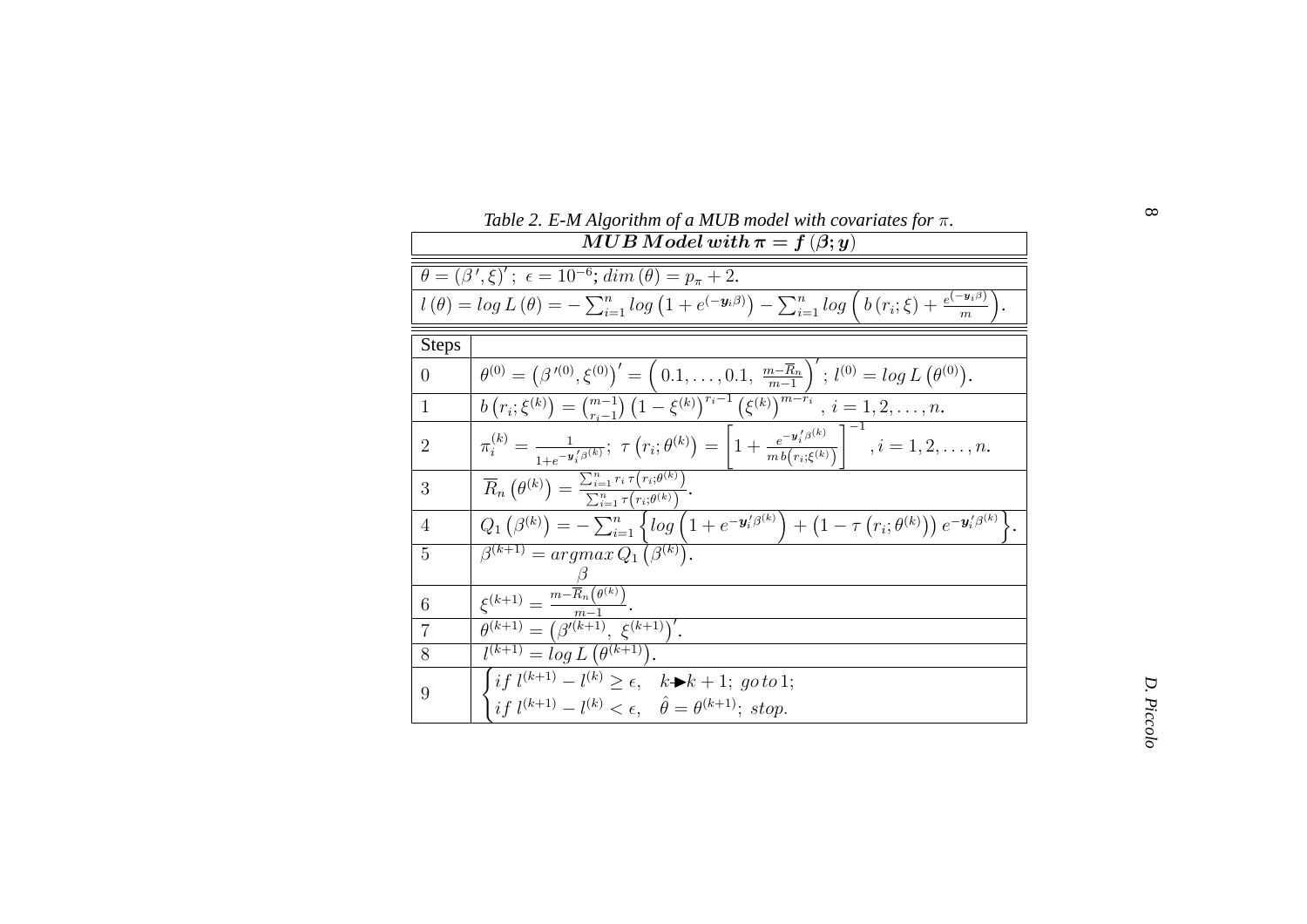*Table 2. E-M Algorithm of a MUB model with covariates for $\pi$.*

| $\boldsymbol{MUB\, Model\, with\, \pi = f\,(\beta; y)}$ | |
|---|---|
| $\theta = (\beta\,', \xi)'$; $\epsilon = 10^{-6}$; $dim\,(\theta) = p_\pi + 2.$ | |
| $l\,(\theta) = log\, L\,(\theta) = -\sum_{i=1}^{n} log\left(1 + e^{(-\boldsymbol{y}_i \beta)}\right) - \sum_{i=1}^{n} log\left(b\,(r_i; \xi) + \frac{e^{(-\boldsymbol{y}_i \beta)}}{m}\right).$ | |
| **Steps** | |
| $0$ | $\theta^{(0)} = \left(\beta\,'^{(0)}, \xi^{(0)}\right)' = \left(0.1, \ldots, 0.1,\ \frac{m - \overline{R}_n}{m-1}\right)'$; $l^{(0)} = log\, L\left(\theta^{(0)}\right).$ |
| $1$ | $b\left(r_i; \xi^{(k)}\right) = \binom{m-1}{r_i - 1}\left(1 - \xi^{(k)}\right)^{r_i - 1}\left(\xi^{(k)}\right)^{m - r_i}$, $i = 1, 2, \ldots, n.$ |
| $2$ | $\pi_i^{(k)} = \frac{1}{1 + e^{-\boldsymbol{y}_i' \beta^{(k)}}}$; $\tau\left(r_i; \theta^{(k)}\right) = \left[1 + \frac{e^{-\boldsymbol{y}_i' \beta^{(k)}}}{m\, b\left(r_i; \xi^{(k)}\right)}\right]^{-1}$, $i = 1, 2, \ldots, n.$ |
| $3$ | $\overline{R}_n\left(\theta^{(k)}\right) = \frac{\sum_{i=1}^{n} r_i\, \tau\left(r_i; \theta^{(k)}\right)}{\sum_{i=1}^{n} \tau\left(r_i; \theta^{(k)}\right)}.$ |
| $4$ | $Q_1\left(\beta^{(k)}\right) = -\sum_{i=1}^{n}\left\{log\left(1 + e^{-\boldsymbol{y}_i' \beta^{(k)}}\right) + \left(1 - \tau\left(r_i; \theta^{(k)}\right)\right) e^{-\boldsymbol{y}_i' \beta^{(k)}}\right\}.$ |
| $5$ | $\beta^{(k+1)} = \underset{\beta}{argmax}\, Q_1\left(\beta^{(k)}\right).$ |
| $6$ | $\xi^{(k+1)} = \frac{m - \overline{R}_n\left(\theta^{(k)}\right)}{m-1}.$ |
| $7$ | $\theta^{(k+1)} = \left(\beta'^{(k+1)},\ \xi^{(k+1)}\right)'.$ |
| $8$ | $l^{(k+1)} = log\, L\left(\theta^{(k+1)}\right).$ |
| $9$ | $\begin{cases} if\ l^{(k+1)} - l^{(k)} \geq \epsilon, & k \rightarrow k+1;\ go\, to\, 1; \\ if\ l^{(k+1)} - l^{(k)} < \epsilon, & \hat{\theta} = \theta^{(k+1)};\ stop. \end{cases}$ |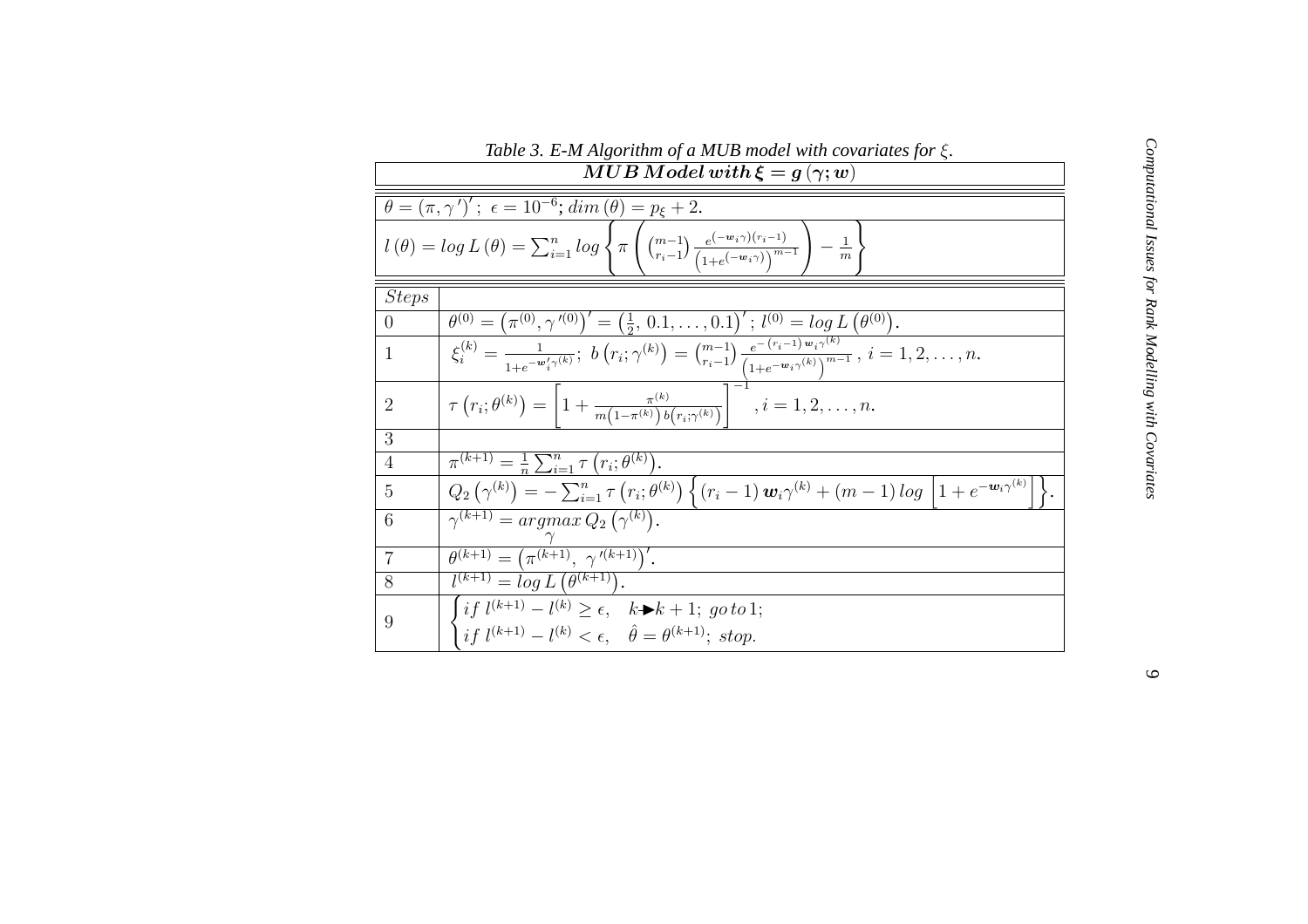*Table 3. E-M Algorithm of a MUB model with covariates for $\xi$.*

| $MUB\,Model\,with\,\boldsymbol{\xi} = \boldsymbol{g}\left(\boldsymbol{\gamma};\boldsymbol{w}\right)$ | |
|---|---|
| $\theta = \left(\pi, \gamma'\right)'$; $\epsilon = 10^{-6}$; $dim\left(\theta\right) = p_{\xi} + 2$. | |
| $l\left(\theta\right) = log\,L\left(\theta\right) = \sum_{i=1}^{n} log\left\{\pi\left(\binom{m-1}{r_i-1}\frac{e^{\left(-\boldsymbol{w}_i\gamma\right)\left(r_i-1\right)}}{\left(1+e^{\left(-\boldsymbol{w}_i\gamma\right)}\right)^{m-1}}\right) - \frac{1}{m}\right\}$ | |
| $Steps$ | |
| 0 | $\theta^{(0)} = \left(\pi^{(0)}, \gamma'^{(0)}\right)' = \left(\frac{1}{2},\, 0.1, \ldots, 0.1\right)'$; $l^{(0)} = log\,L\left(\theta^{(0)}\right)$. |
| 1 | $\xi_i^{(k)} = \frac{1}{1+e^{-\boldsymbol{w}'_i\gamma^{(k)}}}$; $b\left(r_i;\gamma^{(k)}\right) = \binom{m-1}{r_i-1}\frac{e^{-\left(r_i-1\right)\boldsymbol{w}_i\gamma^{(k)}}}{\left(1+e^{-\boldsymbol{w}_i\gamma^{(k)}}\right)^{m-1}}$, $i = 1, 2, \ldots, n$. |
| 2 | $\tau\left(r_i;\theta^{(k)}\right) = \left[1 + \frac{\pi^{(k)}}{m\left(1-\pi^{(k)}\right)b\left(r_i;\gamma^{(k)}\right)}\right]^{-1}$, $i = 1, 2, \ldots, n$. |
| 3 | |
| 4 | $\pi^{(k+1)} = \frac{1}{n}\sum_{i=1}^{n}\tau\left(r_i;\theta^{(k)}\right)$. |
| 5 | $Q_2\left(\gamma^{(k)}\right) = -\sum_{i=1}^{n}\tau\left(r_i;\theta^{(k)}\right)\left\{\left(r_i-1\right)\boldsymbol{w}_i\gamma^{(k)} + \left(m-1\right)log\,\left[1+e^{-\boldsymbol{w}_i\gamma^{(k)}}\right]\right\}$. |
| 6 | $\gamma^{(k+1)} = \underset{\gamma}{argmax}\, Q_2\left(\gamma^{(k)}\right)$. |
| 7 | $\theta^{(k+1)} = \left(\pi^{(k+1)},\ \gamma'^{(k+1)}\right)'$. |
| 8 | $l^{(k+1)} = log\,L\left(\theta^{(k+1)}\right)$. |
| 9 | $\begin{cases} if\ l^{(k+1)} - l^{(k)} \geq \epsilon, & k \rightarrow k+1;\ go\,to\,1; \\ if\ l^{(k+1)} - l^{(k)} < \epsilon, & \hat{\theta} = \theta^{(k+1)};\ stop. \end{cases}$ |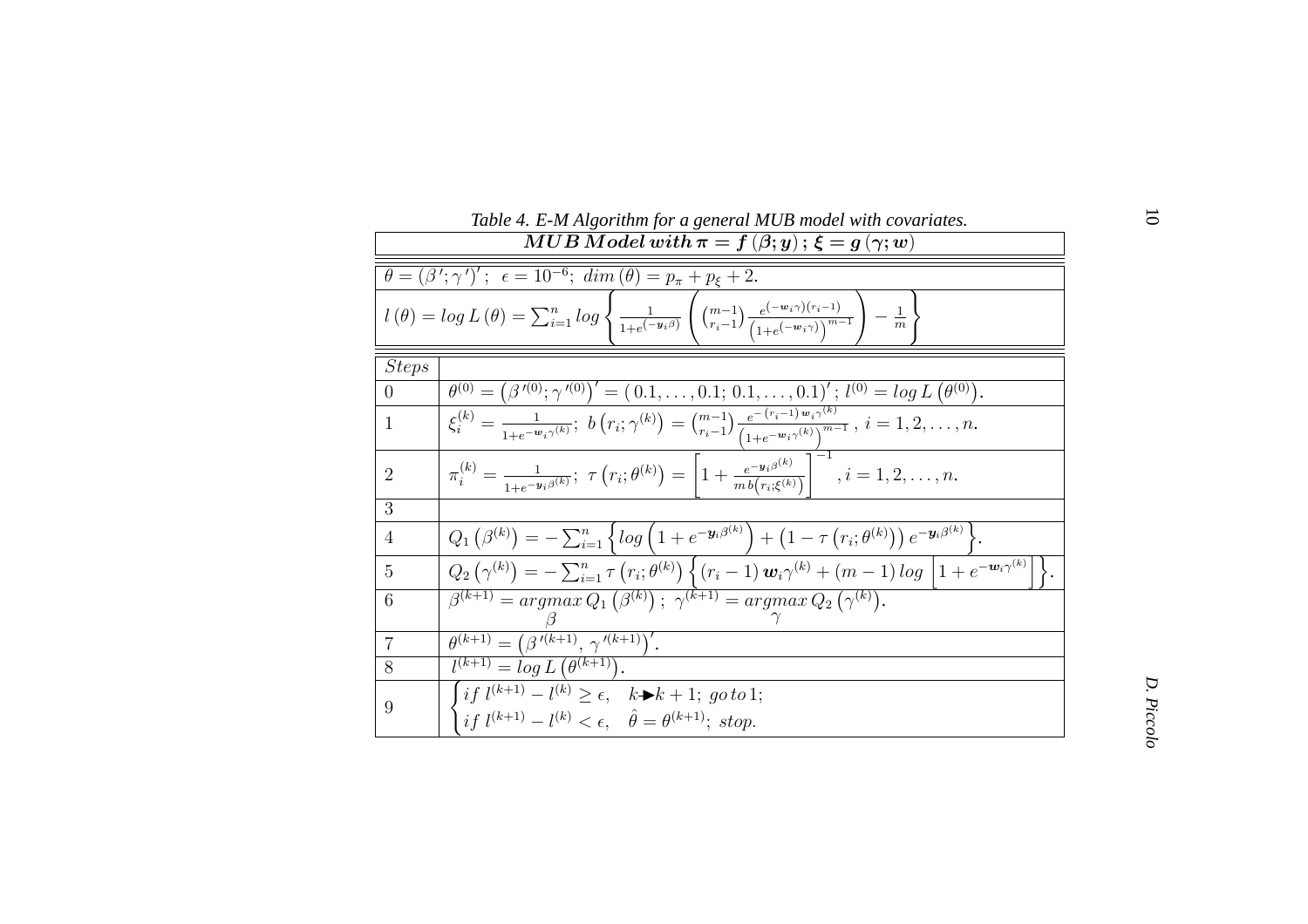*Table 4. E-M Algorithm for a general MUB model with covariates.*

| $MUB\,Model\,with\,\pi = f\,(\beta; y)\,;\,\xi = g\,(\gamma; w)$ | |
|---|---|
| $\theta = (\beta\,'; \gamma\,')'$; $\epsilon = 10^{-6}$; $dim\,(\theta) = p_\pi + p_\xi + 2.$ | |
| $l\,(\theta) = log\,L\,(\theta) = \sum_{i=1}^{n} log \left\{ \frac{1}{1+e^{(-y_i\beta)}} \left( \binom{m-1}{r_i-1} \frac{e^{(-w_i\gamma)(r_i-1)}}{\left(1+e^{(-w_i\gamma)}\right)^{m-1}} \right) - \frac{1}{m} \right\}$ | |
| *Steps* | |
| 0 | $\theta^{(0)} = \left(\beta\,'^{(0)}; \gamma\,'^{(0)}\right)' = (\,0.1, \ldots, 0.1;\, 0.1, \ldots, 0.1)'$; $l^{(0)} = log\,L\left(\theta^{(0)}\right)$. |
| 1 | $\xi_i^{(k)} = \frac{1}{1+e^{-w_i\gamma^{(k)}}}$; $b\left(r_i; \gamma^{(k)}\right) = \binom{m-1}{r_i-1} \frac{e^{-(r_i-1)\,w_i\gamma^{(k)}}}{\left(1+e^{-w_i\gamma^{(k)}}\right)^{m-1}}$, $i = 1, 2, \ldots, n$. |
| 2 | $\pi_i^{(k)} = \frac{1}{1+e^{-y_i\beta^{(k)}}}$; $\tau\left(r_i; \theta^{(k)}\right) = \left[1 + \frac{e^{-y_i\beta^{(k)}}}{m\,b\left(r_i; \xi^{(k)}\right)}\right]^{-1}$, $i = 1, 2, \ldots, n$. |
| 3 | |
| 4 | $Q_1\left(\beta^{(k)}\right) = -\sum_{i=1}^{n} \left\{ log\left(1 + e^{-y_i\beta^{(k)}}\right) + \left(1 - \tau\left(r_i; \theta^{(k)}\right)\right) e^{-y_i\beta^{(k)}} \right\}$. |
| 5 | $Q_2\left(\gamma^{(k)}\right) = -\sum_{i=1}^{n} \tau\left(r_i; \theta^{(k)}\right) \left\{ (r_i - 1)\,w_i\gamma^{(k)} + (m-1)\,log\,\left[1 + e^{-w_i\gamma^{(k)}}\right] \right\}$. |
| 6 | $\beta^{(k+1)} = \underset{\beta}{argmax}\,Q_1\left(\beta^{(k)}\right)$; $\gamma^{(k+1)} = \underset{\gamma}{argmax}\,Q_2\left(\gamma^{(k)}\right)$. |
| 7 | $\theta^{(k+1)} = \left(\beta\,'^{(k+1)}, \gamma\,'^{(k+1)}\right)'$. |
| 8 | $l^{(k+1)} = log\,L\left(\theta^{(k+1)}\right)$. |
| 9 | $\begin{cases} if\ l^{(k+1)} - l^{(k)} \geq \epsilon, & k \blacktriangleright k+1;\ go\,to\,1; \\ if\ l^{(k+1)} - l^{(k)} < \epsilon, & \hat{\theta} = \theta^{(k+1)};\ stop. \end{cases}$ |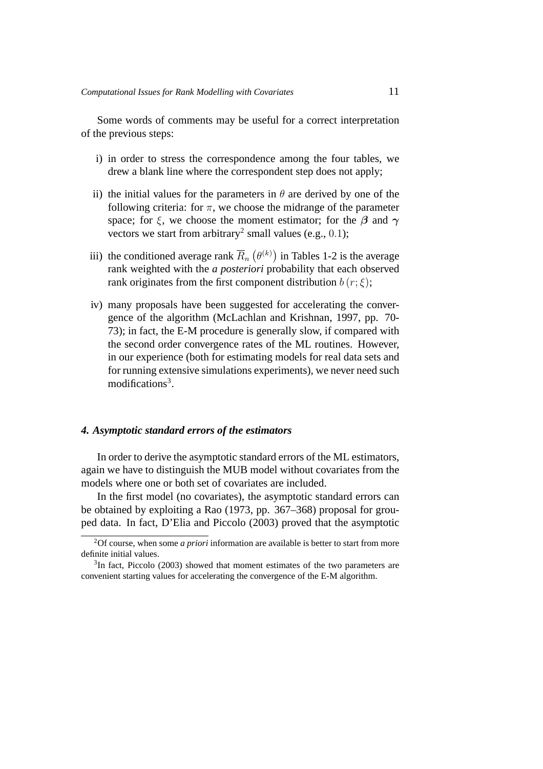Some words of comments may be useful for a correct interpretation of the previous steps:

i) in order to stress the correspondence among the four tables, we drew a blank line where the correspondent step does not apply;

ii) the initial values for the parameters in $\theta$ are derived by one of the following criteria: for $\pi$, we choose the midrange of the parameter space; for $\xi$, we choose the moment estimator; for the $\boldsymbol{\beta}$ and $\boldsymbol{\gamma}$ vectors we start from arbitrary[2] small values (e.g., $0.1$);

iii) the conditioned average rank $\overline{R}_n\left(\theta^{(k)}\right)$ in Tables 1-2 is the average rank weighted with the *a posteriori* probability that each observed rank originates from the first component distribution $b\left(r;\xi\right)$;

iv) many proposals have been suggested for accelerating the convergence of the algorithm (McLachlan and Krishnan, 1997, pp. 70-73); in fact, the E-M procedure is generally slow, if compared with the second order convergence rates of the ML routines. However, in our experience (both for estimating models for real data sets and for running extensive simulations experiments), we never need such modifications[3].

#### *4. Asymptotic standard errors of the estimators*

In order to derive the asymptotic standard errors of the ML estimators, again we have to distinguish the MUB model without covariates from the models where one or both set of covariates are included.

In the first model (no covariates), the asymptotic standard errors can be obtained by exploiting a Rao (1973, pp. 367–368) proposal for grouped data. In fact, D'Elia and Piccolo (2003) proved that the asymptotic

[2] Of course, when some *a priori* information are available is better to start from more definite initial values.

[3] In fact, Piccolo (2003) showed that moment estimates of the two parameters are convenient starting values for accelerating the convergence of the E-M algorithm.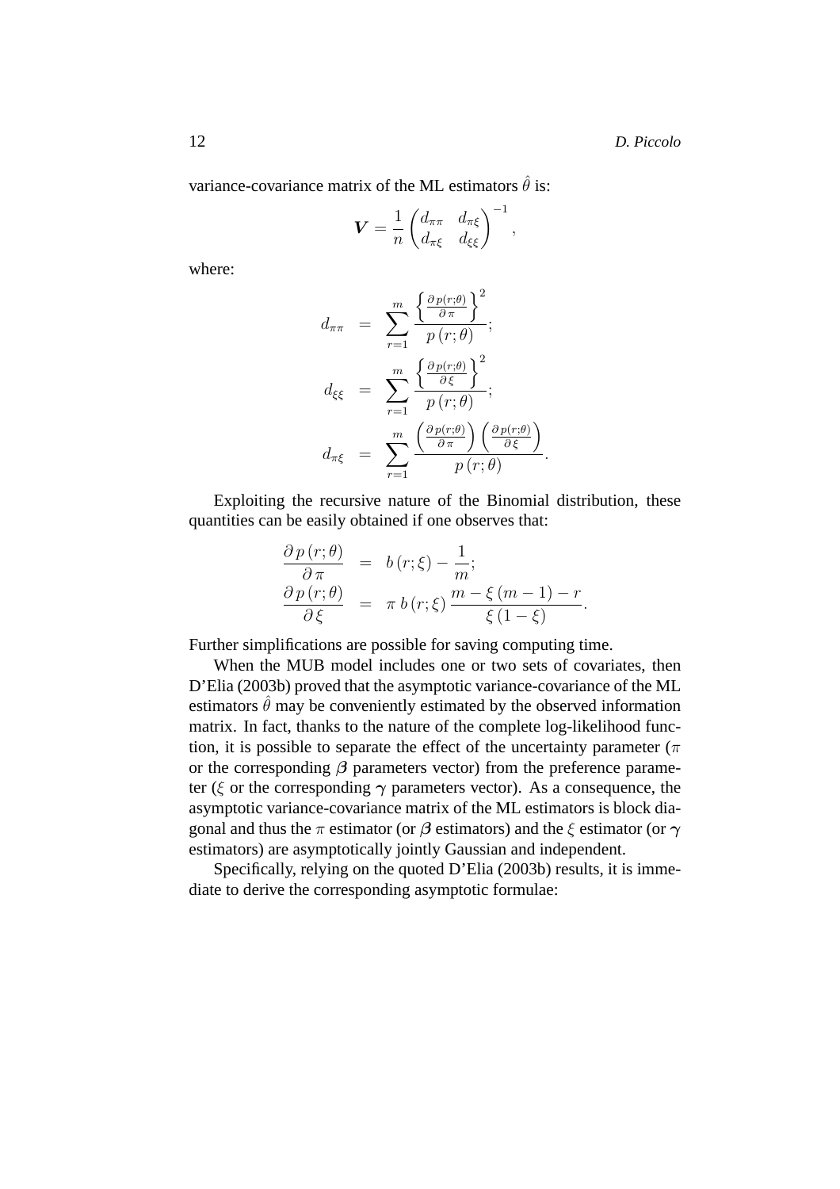variance-covariance matrix of the ML estimators $\hat{\theta}$ is:

$$\boldsymbol{V} = \frac{1}{n} \begin{pmatrix} d_{\pi\pi} & d_{\pi\xi} \\ d_{\pi\xi} & d_{\xi\xi} \end{pmatrix}^{-1},$$

where:

$$\begin{aligned}
d_{\pi\pi} &= \sum_{r=1}^{m} \frac{\left\{ \frac{\partial\, p(r;\theta)}{\partial\, \pi} \right\}^2}{p\,(r;\theta)}; \\
d_{\xi\xi} &= \sum_{r=1}^{m} \frac{\left\{ \frac{\partial\, p(r;\theta)}{\partial\, \xi} \right\}^2}{p\,(r;\theta)}; \\
d_{\pi\xi} &= \sum_{r=1}^{m} \frac{\left( \frac{\partial\, p(r;\theta)}{\partial\, \pi} \right) \left( \frac{\partial\, p(r;\theta)}{\partial\, \xi} \right)}{p\,(r;\theta)}.
\end{aligned}$$

Exploiting the recursive nature of the Binomial distribution, these quantities can be easily obtained if one observes that:

$$\begin{aligned}
\frac{\partial\, p\,(r;\theta)}{\partial\, \pi} &= b\,(r;\xi) - \frac{1}{m}; \\
\frac{\partial\, p\,(r;\theta)}{\partial\, \xi} &= \pi\, b\,(r;\xi)\, \frac{m - \xi\,(m-1) - r}{\xi\,(1-\xi)}.
\end{aligned}$$

Further simplifications are possible for saving computing time.

When the MUB model includes one or two sets of covariates, then D'Elia (2003b) proved that the asymptotic variance-covariance of the ML estimators $\hat{\theta}$ may be conveniently estimated by the observed information matrix. In fact, thanks to the nature of the complete log-likelihood function, it is possible to separate the effect of the uncertainty parameter ($\pi$ or the corresponding $\boldsymbol{\beta}$ parameters vector) from the preference parameter ($\xi$ or the corresponding $\boldsymbol{\gamma}$ parameters vector). As a consequence, the asymptotic variance-covariance matrix of the ML estimators is block diagonal and thus the $\pi$ estimator (or $\boldsymbol{\beta}$ estimators) and the $\xi$ estimator (or $\boldsymbol{\gamma}$ estimators) are asymptotically jointly Gaussian and independent.

Specifically, relying on the quoted D'Elia (2003b) results, it is immediate to derive the corresponding asymptotic formulae: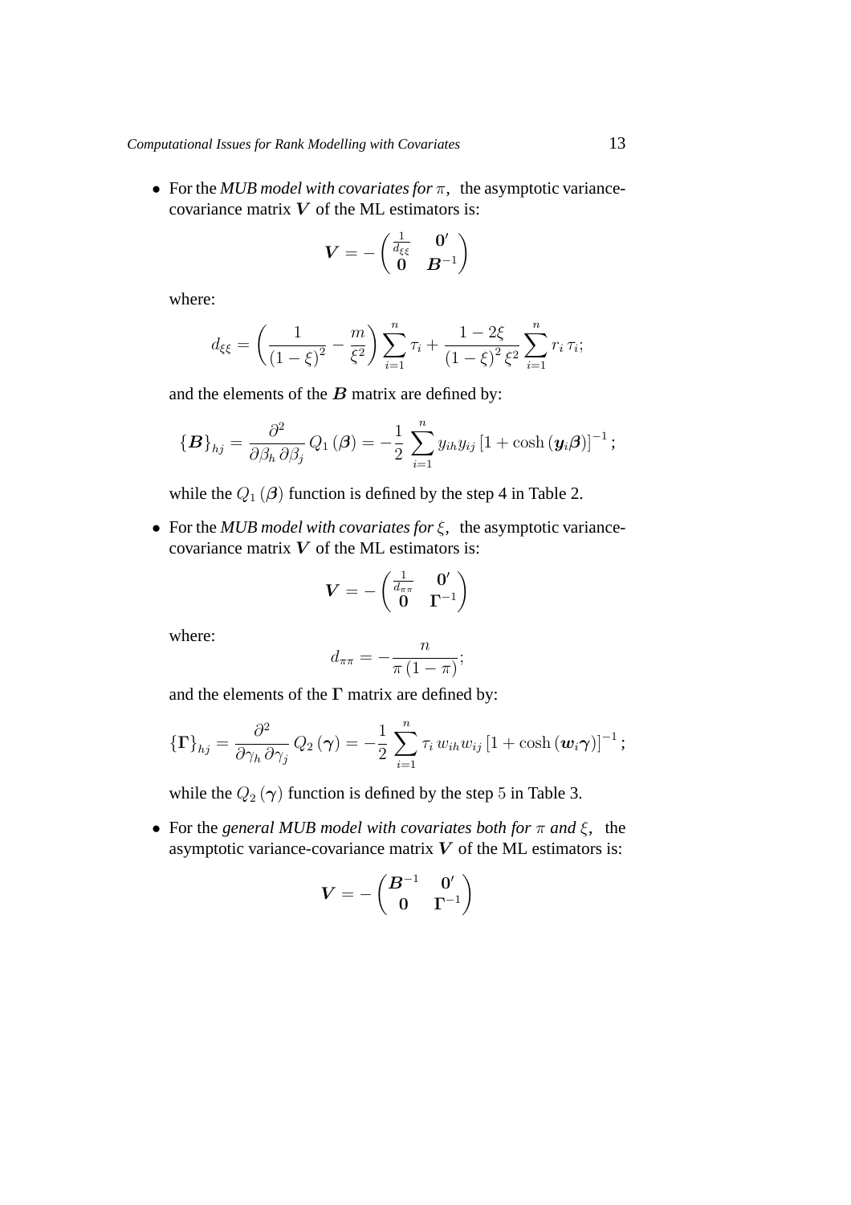- For the *MUB model with covariates for* $\pi$, the asymptotic variance-covariance matrix $\boldsymbol{V}$ of the ML estimators is:

$$\boldsymbol{V} = -\begin{pmatrix} \frac{1}{d_{\xi\xi}} & \boldsymbol{0}' \\ \boldsymbol{0} & \boldsymbol{B}^{-1} \end{pmatrix}$$

where:

$$d_{\xi\xi} = \left( \frac{1}{(1-\xi)^2} - \frac{m}{\xi^2} \right) \sum_{i=1}^{n} \tau_i + \frac{1-2\xi}{(1-\xi)^2\, \xi^2} \sum_{i=1}^{n} r_i\, \tau_i;$$

and the elements of the $\boldsymbol{B}$ matrix are defined by:

$$\{\boldsymbol{B}\}_{hj} = \frac{\partial^2}{\partial \beta_h\, \partial \beta_j}\, Q_1(\boldsymbol{\beta}) = -\frac{1}{2} \sum_{i=1}^{n} y_{ih} y_{ij} \left[1 + \cosh(\boldsymbol{y}_i \boldsymbol{\beta})\right]^{-1};$$

while the $Q_1(\boldsymbol{\beta})$ function is defined by the step 4 in Table 2.

- For the *MUB model with covariates for* $\xi$, the asymptotic variance-covariance matrix $\boldsymbol{V}$ of the ML estimators is:

$$\boldsymbol{V} = -\begin{pmatrix} \frac{1}{d_{\pi\pi}} & \boldsymbol{0}' \\ \boldsymbol{0} & \boldsymbol{\Gamma}^{-1} \end{pmatrix}$$

where:

$$d_{\pi\pi} = -\frac{n}{\pi\,(1-\pi)};$$

and the elements of the $\boldsymbol{\Gamma}$ matrix are defined by:

$$\{\boldsymbol{\Gamma}\}_{hj} = \frac{\partial^2}{\partial \gamma_h\, \partial \gamma_j}\, Q_2(\boldsymbol{\gamma}) = -\frac{1}{2} \sum_{i=1}^{n} \tau_i\, w_{ih} w_{ij} \left[1 + \cosh(\boldsymbol{w}_i \boldsymbol{\gamma})\right]^{-1};$$

while the $Q_2(\boldsymbol{\gamma})$ function is defined by the step $5$ in Table 3.

- For the *general MUB model with covariates both for* $\pi$ *and* $\xi$, the asymptotic variance-covariance matrix $\boldsymbol{V}$ of the ML estimators is:

$$\boldsymbol{V} = -\begin{pmatrix} \boldsymbol{B}^{-1} & \boldsymbol{0}' \\ \boldsymbol{0} & \boldsymbol{\Gamma}^{-1} \end{pmatrix}$$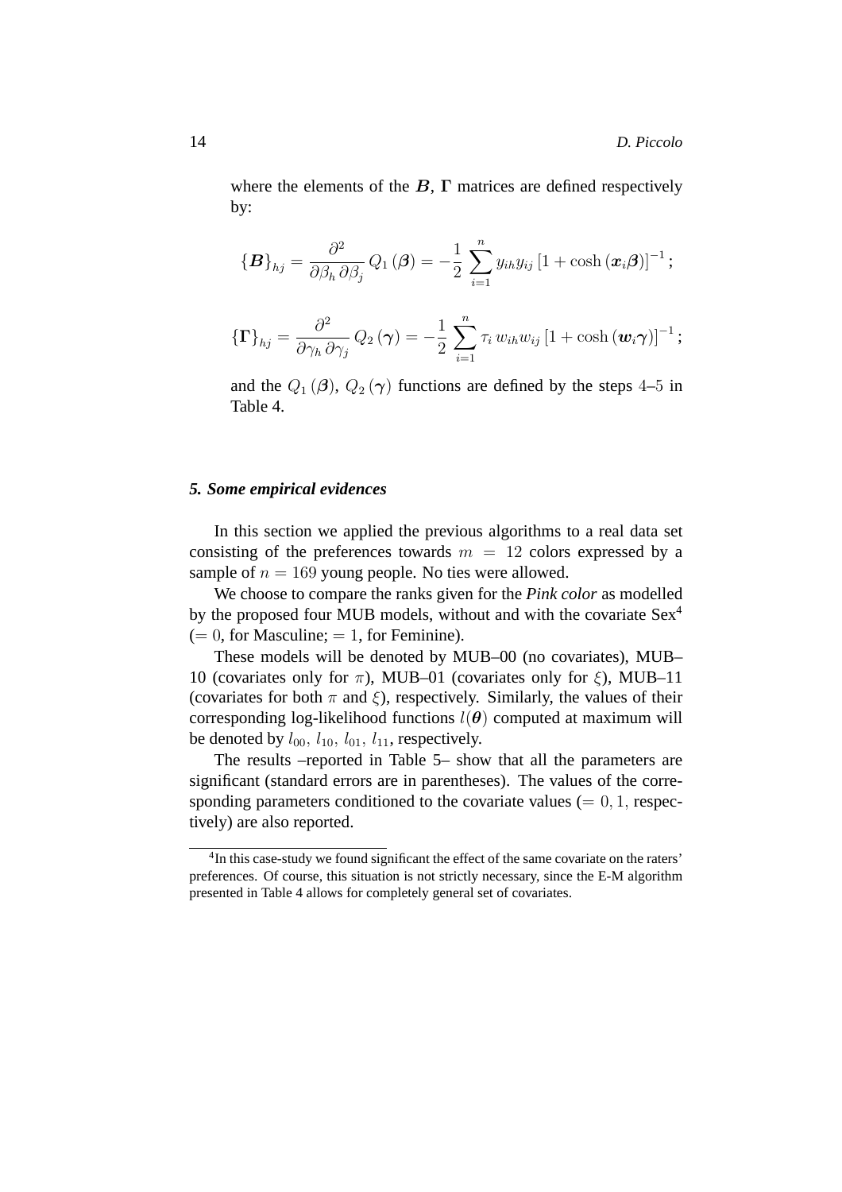where the elements of the $\boldsymbol{B}$, $\boldsymbol{\Gamma}$ matrices are defined respectively by:

$$\{\boldsymbol{B}\}_{hj} = \frac{\partial^2}{\partial \beta_h \, \partial \beta_j} \, Q_1(\boldsymbol{\beta}) = -\frac{1}{2} \sum_{i=1}^{n} y_{ih} y_{ij} \left[1 + \cosh(\boldsymbol{x}_i \boldsymbol{\beta})\right]^{-1};$$

$$\{\boldsymbol{\Gamma}\}_{hj} = \frac{\partial^2}{\partial \gamma_h \, \partial \gamma_j} \, Q_2(\boldsymbol{\gamma}) = -\frac{1}{2} \sum_{i=1}^{n} \tau_i \, w_{ih} w_{ij} \left[1 + \cosh(\boldsymbol{w}_i \boldsymbol{\gamma})\right]^{-1};$$

and the $Q_1(\boldsymbol{\beta})$, $Q_2(\boldsymbol{\gamma})$ functions are defined by the steps 4–5 in Table 4.

### *5. Some empirical evidences*

In this section we applied the previous algorithms to a real data set consisting of the preferences towards $m = 12$ colors expressed by a sample of $n = 169$ young people. No ties were allowed.

We choose to compare the ranks given for the *Pink color* as modelled by the proposed four MUB models, without and with the covariate Sex[4] ($= 0$, for Masculine; $= 1$, for Feminine).

These models will be denoted by MUB–00 (no covariates), MUB–10 (covariates only for $\pi$), MUB–01 (covariates only for $\xi$), MUB–11 (covariates for both $\pi$ and $\xi$), respectively. Similarly, the values of their corresponding log-likelihood functions $l(\boldsymbol{\theta})$ computed at maximum will be denoted by $l_{00}$, $l_{10}$, $l_{01}$, $l_{11}$, respectively.

The results –reported in Table 5– show that all the parameters are significant (standard errors are in parentheses). The values of the corresponding parameters conditioned to the covariate values ($= 0, 1,$ respectively) are also reported.

[4] In this case-study we found significant the effect of the same covariate on the raters' preferences. Of course, this situation is not strictly necessary, since the E-M algorithm presented in Table 4 allows for completely general set of covariates.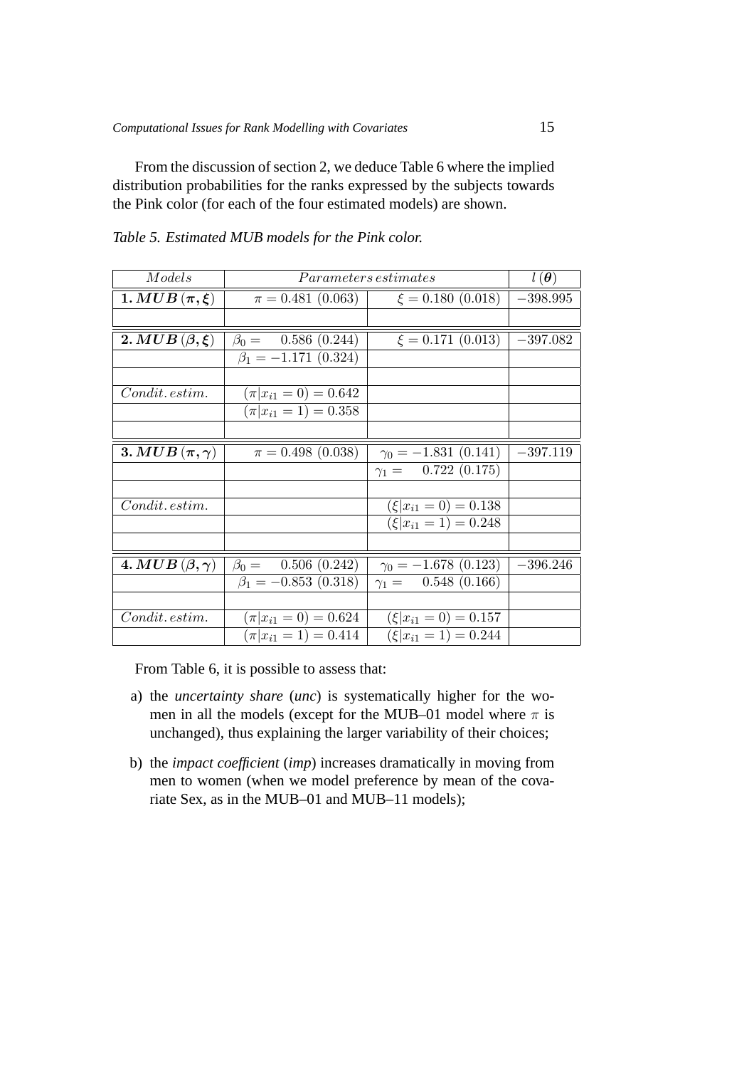From the discussion of section 2, we deduce Table 6 where the implied distribution probabilities for the ranks expressed by the subjects towards the Pink color (for each of the four estimated models) are shown.

*Table 5. Estimated MUB models for the Pink color.*

| $Models$ | $Parameters\,estimates$ | | $l\,(\boldsymbol{\theta})$ |
|---|---|---|---|
| **1.** $\boldsymbol{MUB\,(\pi,\xi)}$ | $\pi = 0.481\ (0.063)$ | $\xi = 0.180\ (0.018)$ | $-398.995$ |
| | | | |
| **2.** $\boldsymbol{MUB\,(\beta,\xi)}$ | $\beta_0 = \quad 0.586\ (0.244)$ | $\xi = 0.171\ (0.013)$ | $-397.082$ |
| | $\beta_1 = -1.171\ (0.324)$ | | |
| | | | |
| $Condit.\,estim.$ | $(\pi\vert x_{i1} = 0) = 0.642$ | | |
| | $(\pi\vert x_{i1} = 1) = 0.358$ | | |
| | | | |
| **3.** $\boldsymbol{MUB\,(\pi,\gamma)}$ | $\pi = 0.498\ (0.038)$ | $\gamma_0 = -1.831\ (0.141)$ | $-397.119$ |
| | | $\gamma_1 = \quad 0.722\ (0.175)$ | |
| | | | |
| $Condit.\,estim.$ | | $(\xi\vert x_{i1} = 0) = 0.138$ | |
| | | $(\xi\vert x_{i1} = 1) = 0.248$ | |
| | | | |
| **4.** $\boldsymbol{MUB\,(\beta,\gamma)}$ | $\beta_0 = \quad 0.506\ (0.242)$ | $\gamma_0 = -1.678\ (0.123)$ | $-396.246$ |
| | $\beta_1 = -0.853\ (0.318)$ | $\gamma_1 = \quad 0.548\ (0.166)$ | |
| | | | |
| $Condit.\,estim.$ | $(\pi\vert x_{i1} = 0) = 0.624$ | $(\xi\vert x_{i1} = 0) = 0.157$ | |
| | $(\pi\vert x_{i1} = 1) = 0.414$ | $(\xi\vert x_{i1} = 1) = 0.244$ | |

From Table 6, it is possible to assess that:

a) the *uncertainty share* (*unc*) is systematically higher for the women in all the models (except for the MUB–01 model where $\pi$ is unchanged), thus explaining the larger variability of their choices;

b) the *impact coefficient* (*imp*) increases dramatically in moving from men to women (when we model preference by mean of the covariate Sex, as in the MUB–01 and MUB–11 models);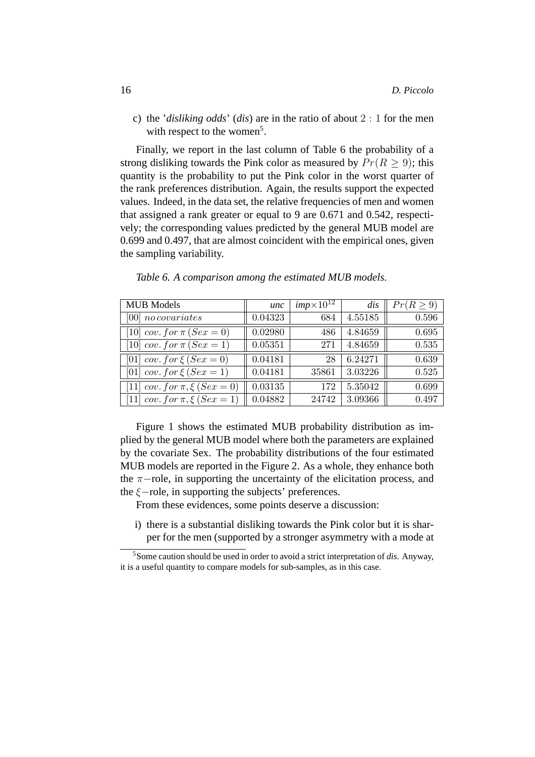c) the '*disliking odds*' (*dis*) are in the ratio of about $2:1$ for the men with respect to the women[5].

Finally, we report in the last column of Table 6 the probability of a strong disliking towards the Pink color as measured by $Pr(R \geq 9)$; this quantity is the probability to put the Pink color in the worst quarter of the rank preferences distribution. Again, the results support the expected values. Indeed, in the data set, the relative frequencies of men and women that assigned a rank greater or equal to 9 are 0.671 and 0.542, respectively; the corresponding values predicted by the general MUB model are 0.699 and 0.497, that are almost coincident with the empirical ones, given the sampling variability.

*Table 6. A comparison among the estimated MUB models.*

| MUB Models | *unc* | *imp*$\times 10^{12}$ | *dis* | $Pr(R \geq 9)$ |
|---|---|---|---|---|
| $[00]$ $no\, covariates$ | $0.04323$ | $684$ | $4.55185$ | $0.596$ |
| $[10]$ $cov.\, for\, \pi\, (Sex = 0)$ | $0.02980$ | $486$ | $4.84659$ | $0.695$ |
| $[10]$ $cov.\, for\, \pi\, (Sex = 1)$ | $0.05351$ | $271$ | $4.84659$ | $0.535$ |
| $[01]$ $cov.\, for\, \xi\, (Sex = 0)$ | $0.04181$ | $28$ | $6.24271$ | $0.639$ |
| $[01]$ $cov.\, for\, \xi\, (Sex = 1)$ | $0.04181$ | $35861$ | $3.03226$ | $0.525$ |
| $[11]$ $cov.\, for\, \pi, \xi\, (Sex = 0)$ | $0.03135$ | $172$ | $5.35042$ | $0.699$ |
| $[11]$ $cov.\, for\, \pi, \xi\, (Sex = 1)$ | $0.04882$ | $24742$ | $3.09366$ | $0.497$ |

Figure 1 shows the estimated MUB probability distribution as implied by the general MUB model where both the parameters are explained by the covariate Sex. The probability distributions of the four estimated MUB models are reported in the Figure 2. As a whole, they enhance both the $\pi-$role, in supporting the uncertainty of the elicitation process, and the $\xi-$role, in supporting the subjects' preferences.

From these evidences, some points deserve a discussion:

i) there is a substantial disliking towards the Pink color but it is sharper for the men (supported by a stronger asymmetry with a mode at

[5] Some caution should be used in order to avoid a strict interpretation of *dis*. Anyway, it is a useful quantity to compare models for sub-samples, as in this case.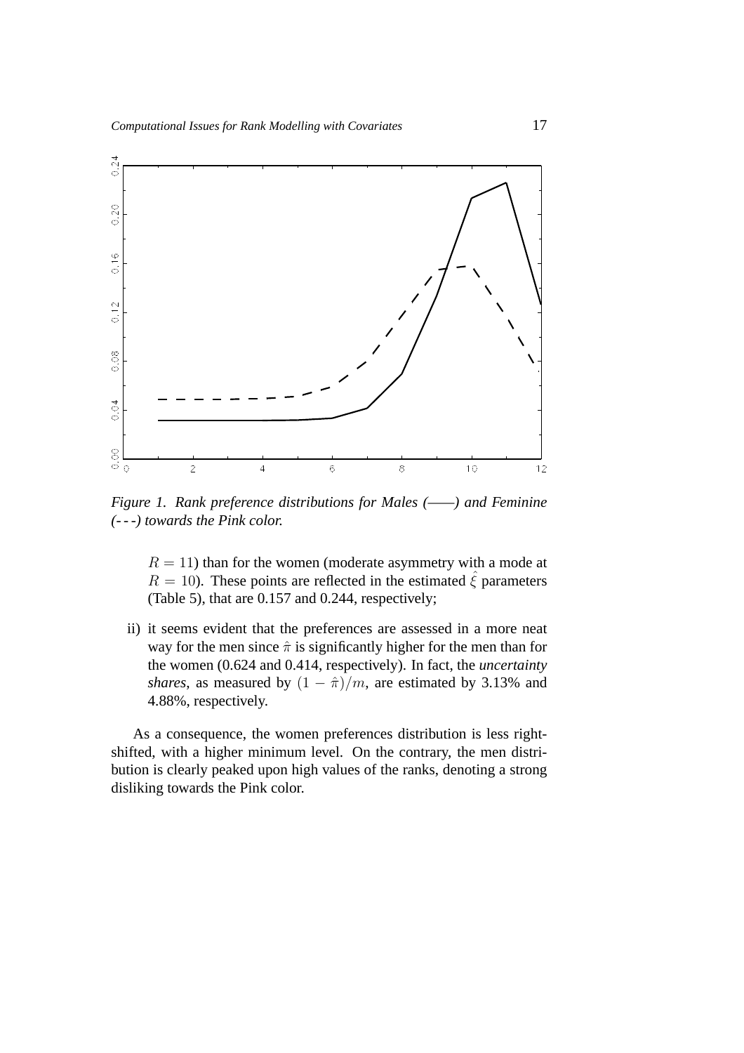*Figure 1. Rank preference distributions for Males (——) and Feminine (- - -) towards the Pink color.*

$R = 11$) than for the women (moderate asymmetry with a mode at $R = 10$). These points are reflected in the estimated $\hat{\xi}$ parameters (Table 5), that are 0.157 and 0.244, respectively;

ii) it seems evident that the preferences are assessed in a more neat way for the men since $\hat{\pi}$ is significantly higher for the men than for the women (0.624 and 0.414, respectively). In fact, the *uncertainty shares*, as measured by $(1 - \hat{\pi})/m$, are estimated by 3.13% and 4.88%, respectively.

As a consequence, the women preferences distribution is less right-shifted, with a higher minimum level. On the contrary, the men distribution is clearly peaked upon high values of the ranks, denoting a strong disliking towards the Pink color.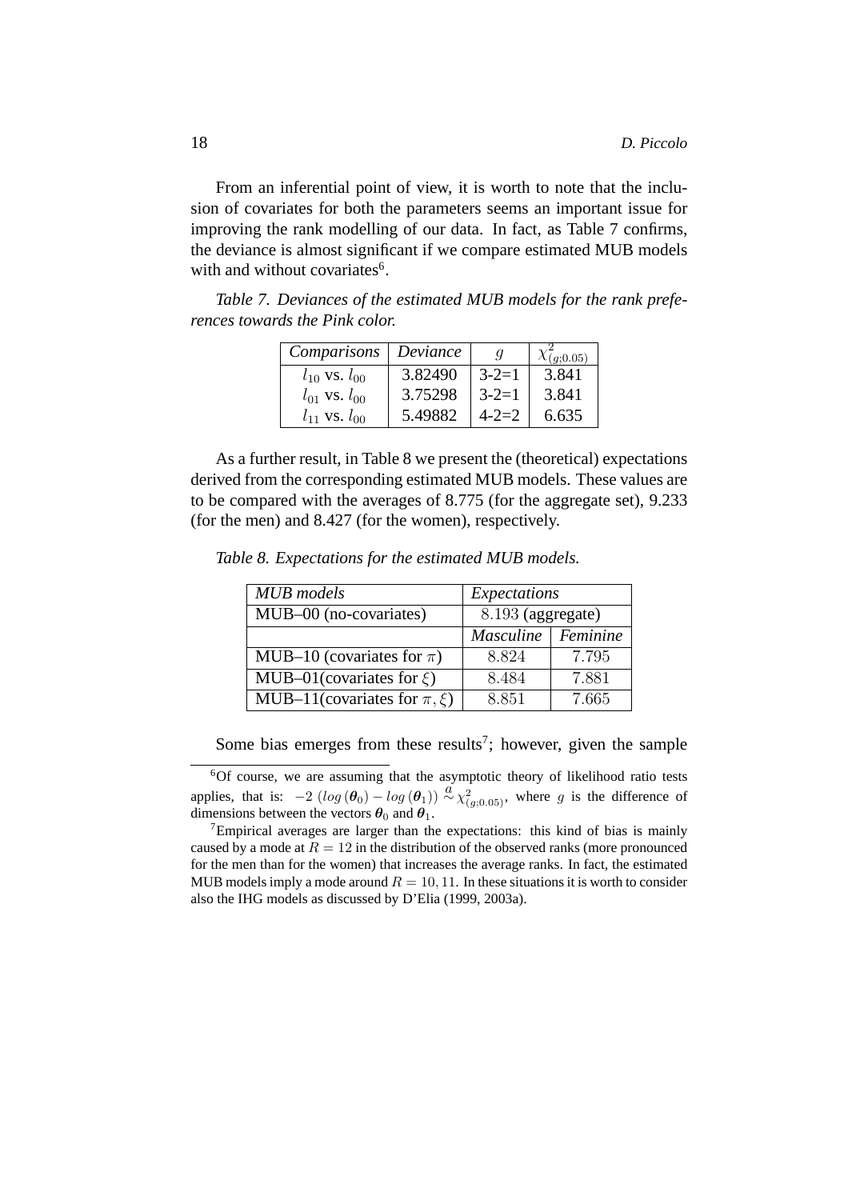From an inferential point of view, it is worth to note that the inclusion of covariates for both the parameters seems an important issue for improving the rank modelling of our data. In fact, as Table 7 confirms, the deviance is almost significant if we compare estimated MUB models with and without covariates[6].

*Table 7. Deviances of the estimated MUB models for the rank preferences towards the Pink color.*

| *Comparisons* | *Deviance* | $g$ | $\chi^2_{(g;0.05)}$ |
|---|---|---|---|
| $l_{10}$ vs. $l_{00}$ | 3.82490 | 3-2=1 | 3.841 |
| $l_{01}$ vs. $l_{00}$ | 3.75298 | 3-2=1 | 3.841 |
| $l_{11}$ vs. $l_{00}$ | 5.49882 | 4-2=2 | 6.635 |

As a further result, in Table 8 we present the (theoretical) expectations derived from the corresponding estimated MUB models. These values are to be compared with the averages of 8.775 (for the aggregate set), 9.233 (for the men) and 8.427 (for the women), respectively.

*Table 8. Expectations for the estimated MUB models.*

| *MUB models* | *Expectations* | |
|---|---|---|
| MUB–00 (no-covariates) | 8.193 (aggregate) | |
| | *Masculine* | *Feminine* |
| MUB–10 (covariates for $\pi$) | 8.824 | 7.795 |
| MUB–01(covariates for $\xi$) | 8.484 | 7.881 |
| MUB–11(covariates for $\pi, \xi$) | 8.851 | 7.665 |

Some bias emerges from these results[7]; however, given the sample

[6] Of course, we are assuming that the asymptotic theory of likelihood ratio tests applies, that is: $-2\,(log\,(\boldsymbol{\theta}_0) - log\,(\boldsymbol{\theta}_1)) \overset{a}{\sim} \chi^2_{(g;0.05)}$, where $g$ is the difference of dimensions between the vectors $\boldsymbol{\theta}_0$ and $\boldsymbol{\theta}_1$.

[7] Empirical averages are larger than the expectations: this kind of bias is mainly caused by a mode at $R = 12$ in the distribution of the observed ranks (more pronounced for the men than for the women) that increases the average ranks. In fact, the estimated MUB models imply a mode around $R = 10, 11$. In these situations it is worth to consider also the IHG models as discussed by D'Elia (1999, 2003a).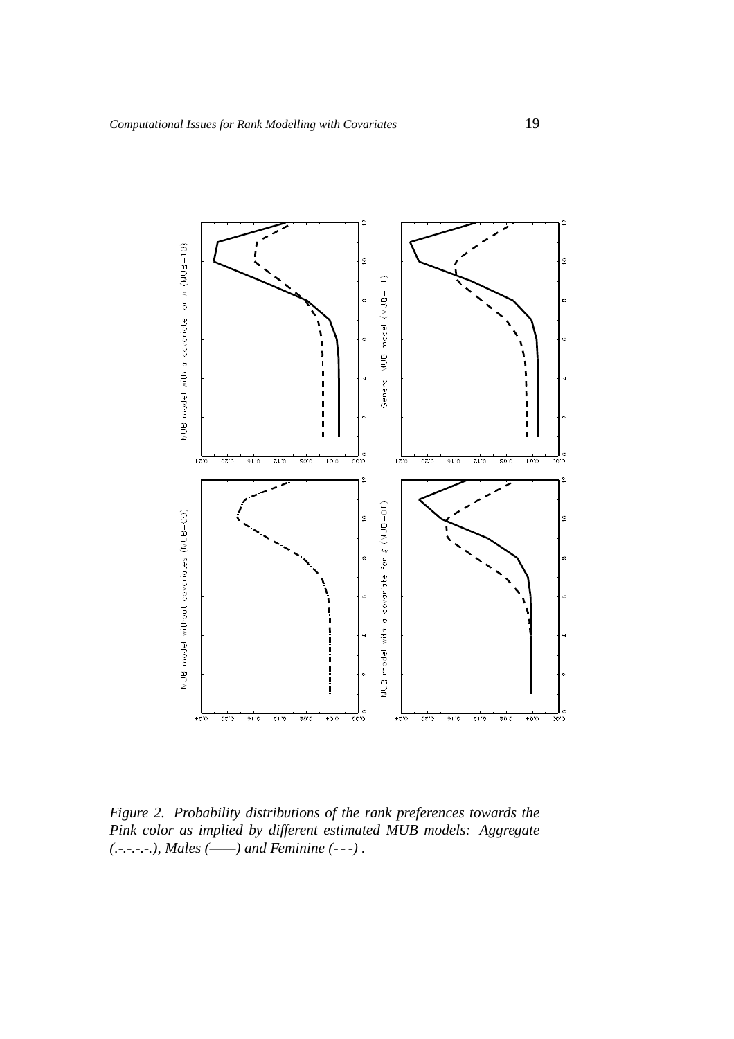*Figure 2. Probability distributions of the rank preferences towards the Pink color as implied by different estimated MUB models: Aggregate (.-.-.-.-.), Males (——) and Feminine (- - -) .*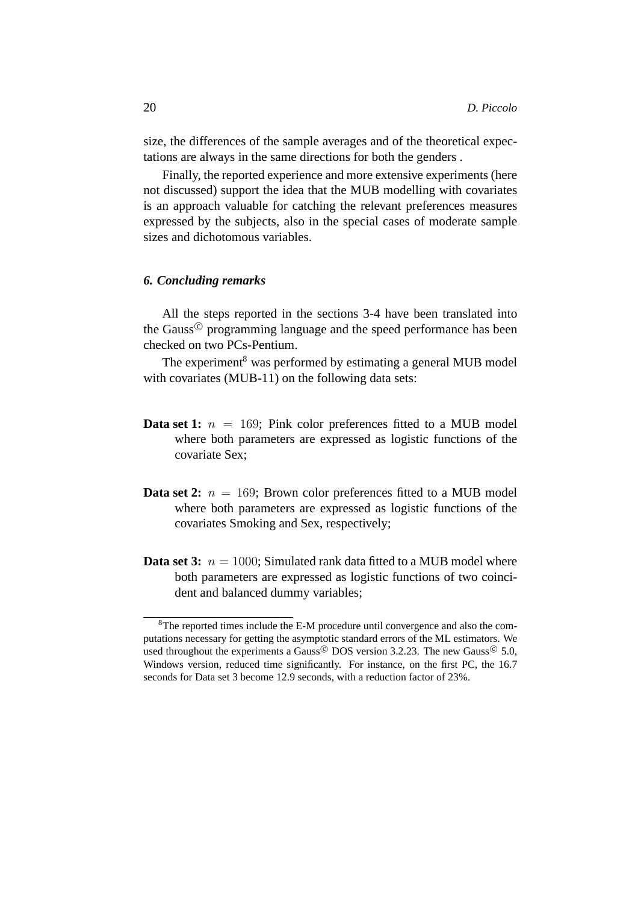size, the differences of the sample averages and of the theoretical expectations are always in the same directions for both the genders .

Finally, the reported experience and more extensive experiments (here not discussed) support the idea that the MUB modelling with covariates is an approach valuable for catching the relevant preferences measures expressed by the subjects, also in the special cases of moderate sample sizes and dichotomous variables.

### *6. Concluding remarks*

All the steps reported in the sections 3-4 have been translated into the Gauss© programming language and the speed performance has been checked on two PCs-Pentium.

The experiment[8] was performed by estimating a general MUB model with covariates (MUB-11) on the following data sets:

**Data set 1:** $n = 169$; Pink color preferences fitted to a MUB model where both parameters are expressed as logistic functions of the covariate Sex;

**Data set 2:** $n = 169$; Brown color preferences fitted to a MUB model where both parameters are expressed as logistic functions of the covariates Smoking and Sex, respectively;

**Data set 3:** $n = 1000$; Simulated rank data fitted to a MUB model where both parameters are expressed as logistic functions of two coincident and balanced dummy variables;

[8] The reported times include the E-M procedure until convergence and also the computations necessary for getting the asymptotic standard errors of the ML estimators. We used throughout the experiments a Gauss© DOS version 3.2.23. The new Gauss© 5.0, Windows version, reduced time significantly. For instance, on the first PC, the 16.7 seconds for Data set 3 become 12.9 seconds, with a reduction factor of 23%.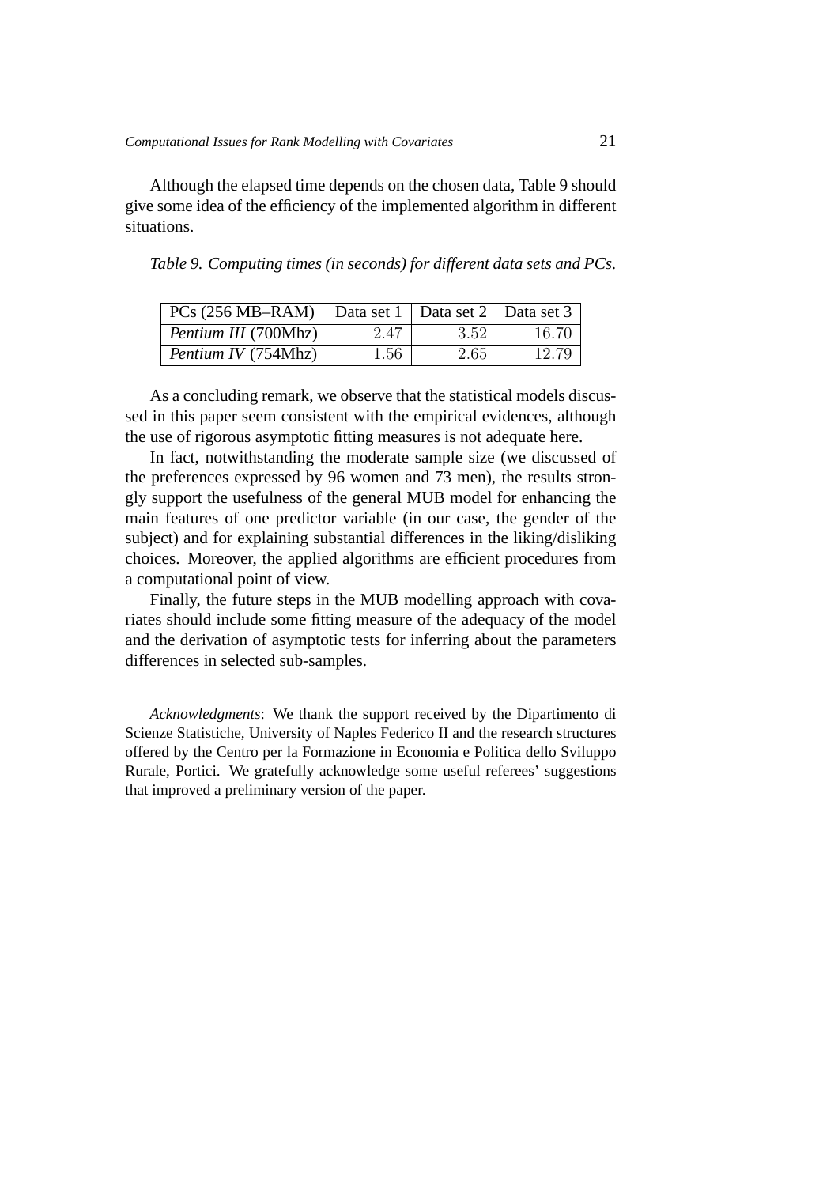Although the elapsed time depends on the chosen data, Table 9 should give some idea of the efficiency of the implemented algorithm in different situations.

*Table 9. Computing times (in seconds) for different data sets and PCs.*

| PCs (256 MB–RAM) | Data set 1 | Data set 2 | Data set 3 |
|---|---|---|---|
| *Pentium III* (700Mhz) | 2.47 | 3.52 | 16.70 |
| *Pentium IV* (754Mhz) | 1.56 | 2.65 | 12.79 |

As a concluding remark, we observe that the statistical models discussed in this paper seem consistent with the empirical evidences, although the use of rigorous asymptotic fitting measures is not adequate here.

In fact, notwithstanding the moderate sample size (we discussed of the preferences expressed by 96 women and 73 men), the results strongly support the usefulness of the general MUB model for enhancing the main features of one predictor variable (in our case, the gender of the subject) and for explaining substantial differences in the liking/disliking choices. Moreover, the applied algorithms are efficient procedures from a computational point of view.

Finally, the future steps in the MUB modelling approach with covariates should include some fitting measure of the adequacy of the model and the derivation of asymptotic tests for inferring about the parameters differences in selected sub-samples.

*Acknowledgments*: We thank the support received by the Dipartimento di Scienze Statistiche, University of Naples Federico II and the research structures offered by the Centro per la Formazione in Economia e Politica dello Sviluppo Rurale, Portici. We gratefully acknowledge some useful referees' suggestions that improved a preliminary version of the paper.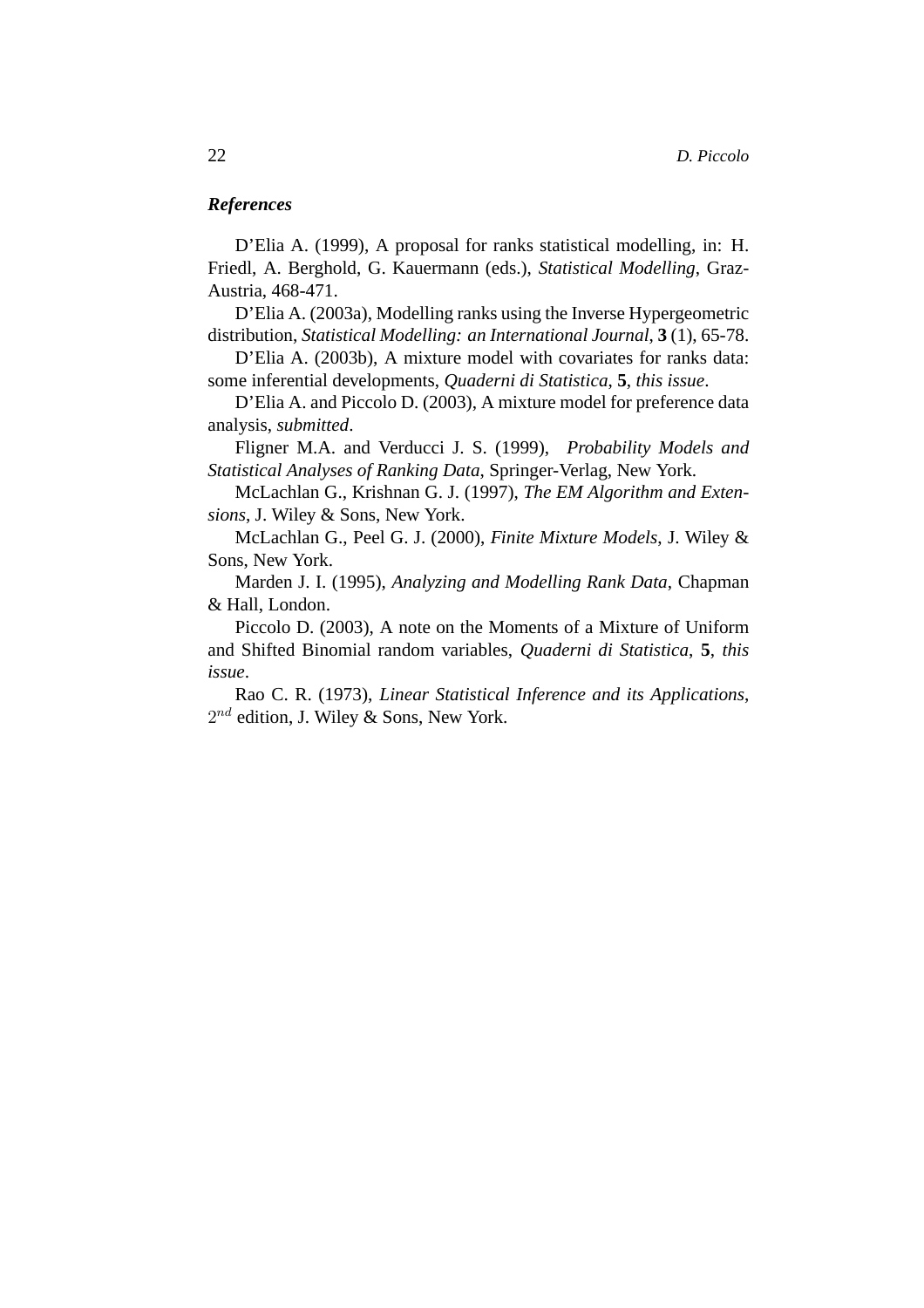### *References*

D'Elia A. (1999), A proposal for ranks statistical modelling, in: H. Friedl, A. Berghold, G. Kauermann (eds.), *Statistical Modelling*, Graz-Austria, 468-471.

D'Elia A. (2003a), Modelling ranks using the Inverse Hypergeometric distribution, *Statistical Modelling: an International Journal*, **3** (1), 65-78.

D'Elia A. (2003b), A mixture model with covariates for ranks data: some inferential developments, *Quaderni di Statistica*, **5**, *this issue*.

D'Elia A. and Piccolo D. (2003), A mixture model for preference data analysis, *submitted*.

Fligner M.A. and Verducci J. S. (1999), *Probability Models and Statistical Analyses of Ranking Data*, Springer-Verlag, New York.

McLachlan G., Krishnan G. J. (1997), *The EM Algorithm and Extensions*, J. Wiley & Sons, New York.

McLachlan G., Peel G. J. (2000), *Finite Mixture Models*, J. Wiley & Sons, New York.

Marden J. I. (1995), *Analyzing and Modelling Rank Data*, Chapman & Hall, London.

Piccolo D. (2003), A note on the Moments of a Mixture of Uniform and Shifted Binomial random variables, *Quaderni di Statistica*, **5**, *this issue*.

Rao C. R. (1973), *Linear Statistical Inference and its Applications*, $2^{nd}$ edition, J. Wiley & Sons, New York.